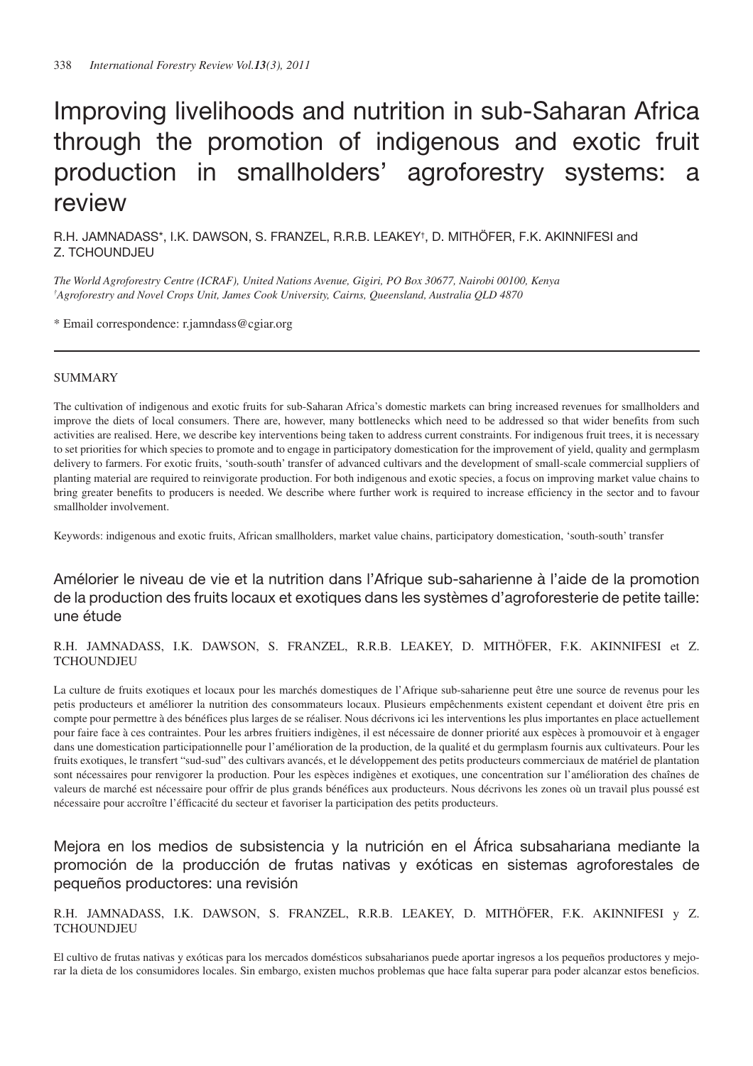# Improving livelihoods and nutrition in sub-Saharan Africa through the promotion of indigenous and exotic fruit production in smallholders' agroforestry systems: a review

R.H. JAMNADASS*, I.K. DAWSON, S. FRANZEL, R.R.B. LEAKEY[†], D. MITHÖFER, F.K. AKINNIFESI and Z. TCHOUNDJEU

*The World Agroforestry Centre (ICRAF), United Nations Avenue, Gigiri, PO Box 30677, Nairobi 00100, Kenya*
*[†]Agroforestry and Novel Crops Unit, James Cook University, Cairns, Queensland, Australia QLD 4870*

* Email correspondence: r.jamndass@cgiar.org

## SUMMARY

The cultivation of indigenous and exotic fruits for sub-Saharan Africa's domestic markets can bring increased revenues for smallholders and improve the diets of local consumers. There are, however, many bottlenecks which need to be addressed so that wider benefits from such activities are realised. Here, we describe key interventions being taken to address current constraints. For indigenous fruit trees, it is necessary to set priorities for which species to promote and to engage in participatory domestication for the improvement of yield, quality and germplasm delivery to farmers. For exotic fruits, 'south-south' transfer of advanced cultivars and the development of small-scale commercial suppliers of planting material are required to reinvigorate production. For both indigenous and exotic species, a focus on improving market value chains to bring greater benefits to producers is needed. We describe where further work is required to increase efficiency in the sector and to favour smallholder involvement.

Keywords: indigenous and exotic fruits, African smallholders, market value chains, participatory domestication, 'south-south' transfer

## Amélorier le niveau de vie et la nutrition dans l'Afrique sub-saharienne à l'aide de la promotion de la production des fruits locaux et exotiques dans les systèmes d'agroforesterie de petite taille: une étude

R.H. JAMNADASS, I.K. DAWSON, S. FRANZEL, R.R.B. LEAKEY, D. MITHÖFER, F.K. AKINNIFESI et Z. TCHOUNDJEU

La culture de fruits exotiques et locaux pour les marchés domestiques de l'Afrique sub-saharienne peut être une source de revenus pour les petis producteurs et améliorer la nutrition des consommateurs locaux. Plusieurs empêchenments existent cependant et doivent être pris en compte pour permettre à des bénéfices plus larges de se réaliser. Nous décrivons ici les interventions les plus importantes en place actuellement pour faire face à ces contraintes. Pour les arbres fruitiers indigènes, il est nécessaire de donner priorité aux espèces à promouvoir et à engager dans une domestication participationnelle pour l'amélioration de la production, de la qualité et du germplasm fournis aux cultivateurs. Pour les fruits exotiques, le transfert "sud-sud" des cultivars avancés, et le développement des petits producteurs commerciaux de matériel de plantation sont nécessaires pour renvigorer la production. Pour les espèces indigènes et exotiques, une concentration sur l'amélioration des chaînes de valeurs de marché est nécessaire pour offrir de plus grands bénéfices aux producteurs. Nous décrivons les zones où un travail plus poussé est nécessaire pour accroître l'éfficacité du secteur et favoriser la participation des petits producteurs.

## Mejora en los medios de subsistencia y la nutrición en el África subsahariana mediante la promoción de la producción de frutas nativas y exóticas en sistemas agroforestales de pequeños productores: una revisión

R.H. JAMNADASS, I.K. DAWSON, S. FRANZEL, R.R.B. LEAKEY, D. MITHÖFER, F.K. AKINNIFESI y Z. TCHOUNDJEU

El cultivo de frutas nativas y exóticas para los mercados domésticos subsaharianos puede aportar ingresos a los pequeños productores y mejorar la dieta de los consumidores locales. Sin embargo, existen muchos problemas que hace falta superar para poder alcanzar estos beneficios.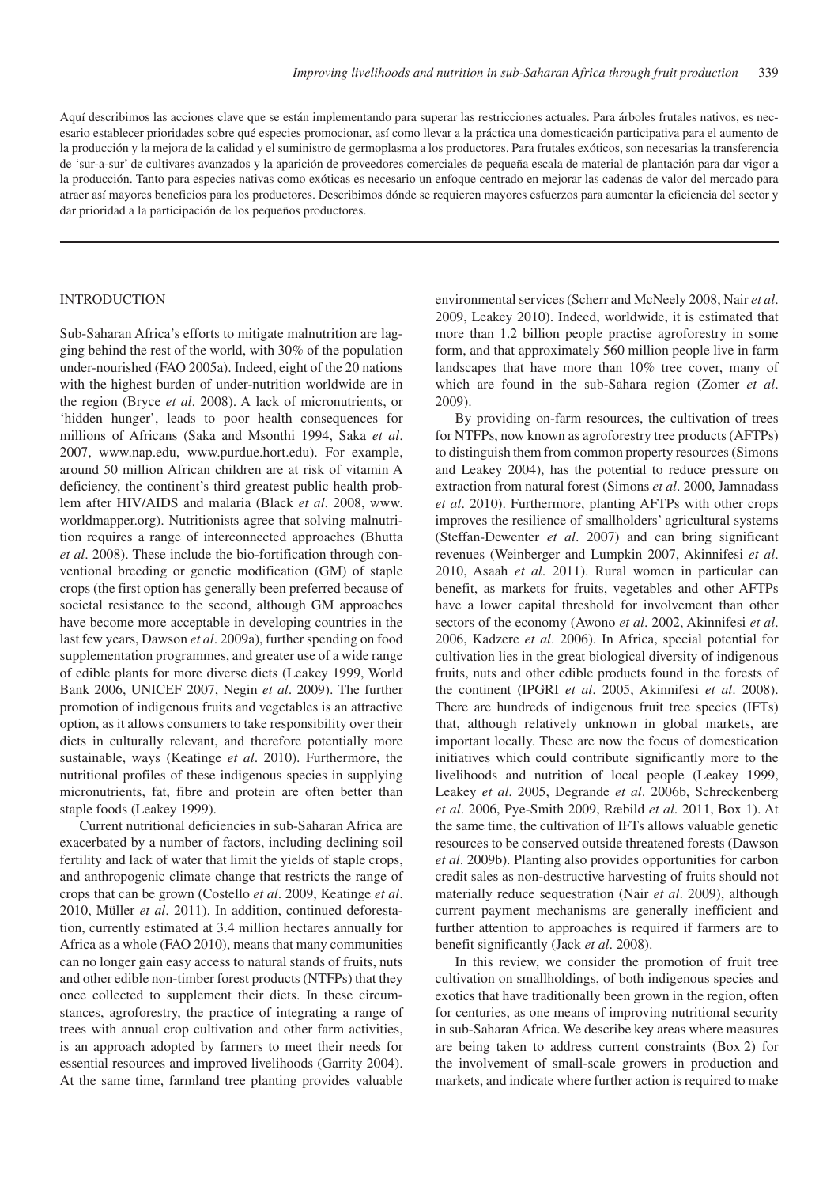Aquí describimos las acciones clave que se están implementando para superar las restricciones actuales. Para árboles frutales nativos, es necesario establecer prioridades sobre qué especies promocionar, así como llevar a la práctica una domesticación participativa para el aumento de la producción y la mejora de la calidad y el suministro de germoplasma a los productores. Para frutales exóticos, son necesarias la transferencia de 'sur-a-sur' de cultivares avanzados y la aparición de proveedores comerciales de pequeña escala de material de plantación para dar vigor a la producción. Tanto para especies nativas como exóticas es necesario un enfoque centrado en mejorar las cadenas de valor del mercado para atraer así mayores beneficios para los productores. Describimos dónde se requieren mayores esfuerzos para aumentar la eficiencia del sector y dar prioridad a la participación de los pequeños productores.

## INTRODUCTION

Sub-Saharan Africa's efforts to mitigate malnutrition are lagging behind the rest of the world, with 30% of the population under-nourished (FAO 2005a). Indeed, eight of the 20 nations with the highest burden of under-nutrition worldwide are in the region (Bryce *et al*. 2008). A lack of micronutrients, or 'hidden hunger', leads to poor health consequences for millions of Africans (Saka and Msonthi 1994, Saka *et al*. 2007, www.nap.edu, www.purdue.hort.edu). For example, around 50 million African children are at risk of vitamin A deficiency, the continent's third greatest public health problem after HIV/AIDS and malaria (Black *et al*. 2008, www.worldmapper.org). Nutritionists agree that solving malnutrition requires a range of interconnected approaches (Bhutta *et al*. 2008). These include the bio-fortification through conventional breeding or genetic modification (GM) of staple crops (the first option has generally been preferred because of societal resistance to the second, although GM approaches have become more acceptable in developing countries in the last few years, Dawson *et al*. 2009a), further spending on food supplementation programmes, and greater use of a wide range of edible plants for more diverse diets (Leakey 1999, World Bank 2006, UNICEF 2007, Negin *et al*. 2009). The further promotion of indigenous fruits and vegetables is an attractive option, as it allows consumers to take responsibility over their diets in culturally relevant, and therefore potentially more sustainable, ways (Keatinge *et al*. 2010). Furthermore, the nutritional profiles of these indigenous species in supplying micronutrients, fat, fibre and protein are often better than staple foods (Leakey 1999).

Current nutritional deficiencies in sub-Saharan Africa are exacerbated by a number of factors, including declining soil fertility and lack of water that limit the yields of staple crops, and anthropogenic climate change that restricts the range of crops that can be grown (Costello *et al*. 2009, Keatinge *et al*. 2010, Müller *et al*. 2011). In addition, continued deforestation, currently estimated at 3.4 million hectares annually for Africa as a whole (FAO 2010), means that many communities can no longer gain easy access to natural stands of fruits, nuts and other edible non-timber forest products (NTFPs) that they once collected to supplement their diets. In these circumstances, agroforestry, the practice of integrating a range of trees with annual crop cultivation and other farm activities, is an approach adopted by farmers to meet their needs for essential resources and improved livelihoods (Garrity 2004). At the same time, farmland tree planting provides valuable environmental services (Scherr and McNeely 2008, Nair *et al*. 2009, Leakey 2010). Indeed, worldwide, it is estimated that more than 1.2 billion people practise agroforestry in some form, and that approximately 560 million people live in farm landscapes that have more than 10% tree cover, many of which are found in the sub-Sahara region (Zomer *et al*. 2009).

By providing on-farm resources, the cultivation of trees for NTFPs, now known as agroforestry tree products (AFTPs) to distinguish them from common property resources (Simons and Leakey 2004), has the potential to reduce pressure on extraction from natural forest (Simons *et al*. 2000, Jamnadass *et al*. 2010). Furthermore, planting AFTPs with other crops improves the resilience of smallholders' agricultural systems (Steffan-Dewenter *et al*. 2007) and can bring significant revenues (Weinberger and Lumpkin 2007, Akinnifesi *et al*. 2010, Asaah *et al*. 2011). Rural women in particular can benefit, as markets for fruits, vegetables and other AFTPs have a lower capital threshold for involvement than other sectors of the economy (Awono *et al*. 2002, Akinnifesi *et al*. 2006, Kadzere *et al*. 2006). In Africa, special potential for cultivation lies in the great biological diversity of indigenous fruits, nuts and other edible products found in the forests of the continent (IPGRI *et al*. 2005, Akinnifesi *et al*. 2008). There are hundreds of indigenous fruit tree species (IFTs) that, although relatively unknown in global markets, are important locally. These are now the focus of domestication initiatives which could contribute significantly more to the livelihoods and nutrition of local people (Leakey 1999, Leakey *et al*. 2005, Degrande *et al*. 2006b, Schreckenberg *et al*. 2006, Pye-Smith 2009, Ræbild *et al*. 2011, Box 1). At the same time, the cultivation of IFTs allows valuable genetic resources to be conserved outside threatened forests (Dawson *et al*. 2009b). Planting also provides opportunities for carbon credit sales as non-destructive harvesting of fruits should not materially reduce sequestration (Nair *et al*. 2009), although current payment mechanisms are generally inefficient and further attention to approaches is required if farmers are to benefit significantly (Jack *et al*. 2008).

In this review, we consider the promotion of fruit tree cultivation on smallholdings, of both indigenous species and exotics that have traditionally been grown in the region, often for centuries, as one means of improving nutritional security in sub-Saharan Africa. We describe key areas where measures are being taken to address current constraints (Box 2) for the involvement of small-scale growers in production and markets, and indicate where further action is required to make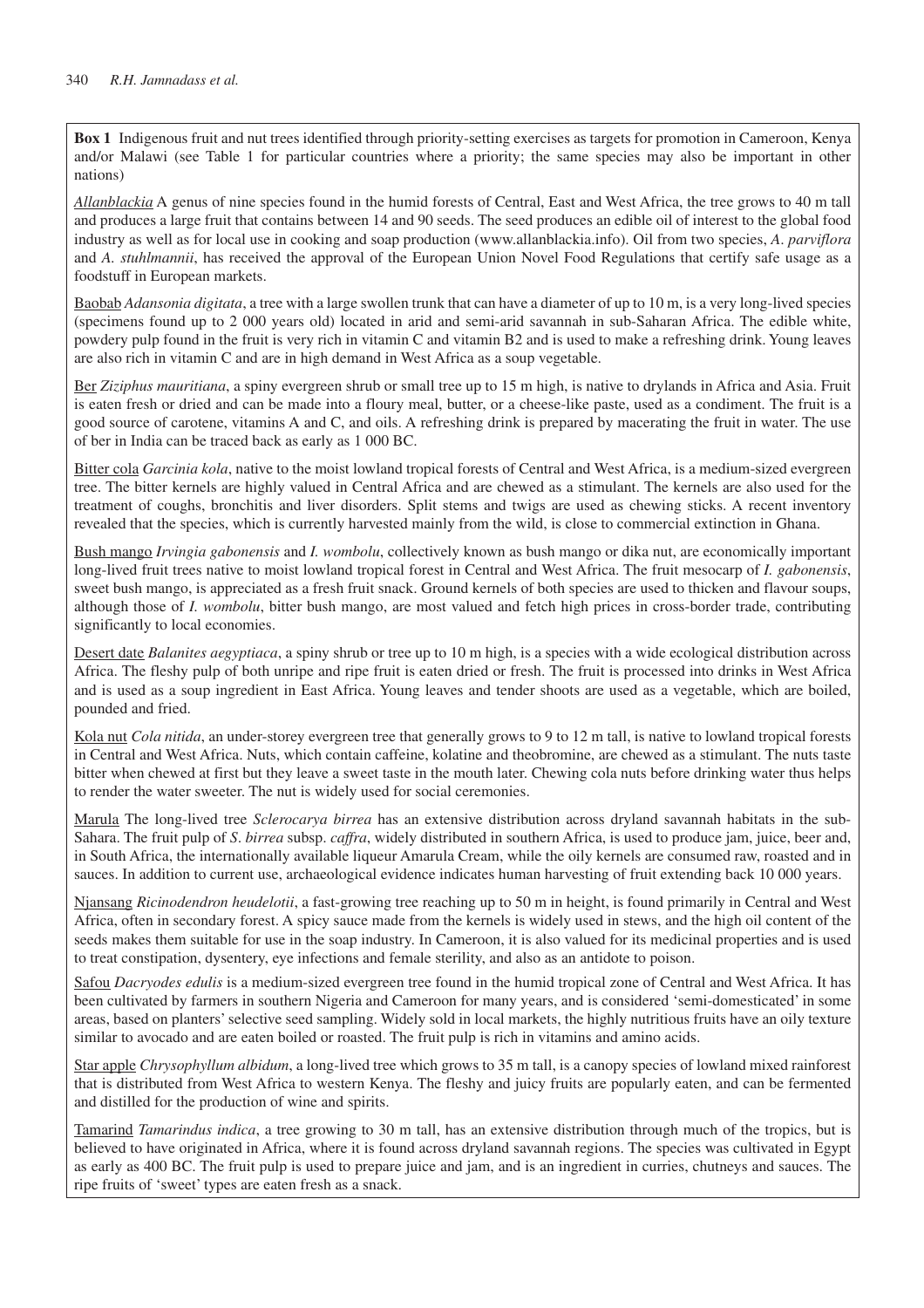**Box 1** Indigenous fruit and nut trees identified through priority-setting exercises as targets for promotion in Cameroon, Kenya and/or Malawi (see Table 1 for particular countries where a priority; the same species may also be important in other nations)

*Allanblackia* A genus of nine species found in the humid forests of Central, East and West Africa, the tree grows to 40 m tall and produces a large fruit that contains between 14 and 90 seeds. The seed produces an edible oil of interest to the global food industry as well as for local use in cooking and soap production (www.allanblackia.info). Oil from two species, *A. parviflora* and *A. stuhlmannii*, has received the approval of the European Union Novel Food Regulations that certify safe usage as a foodstuff in European markets.

Baobab *Adansonia digitata*, a tree with a large swollen trunk that can have a diameter of up to 10 m, is a very long-lived species (specimens found up to 2 000 years old) located in arid and semi-arid savannah in sub-Saharan Africa. The edible white, powdery pulp found in the fruit is very rich in vitamin C and vitamin B2 and is used to make a refreshing drink. Young leaves are also rich in vitamin C and are in high demand in West Africa as a soup vegetable.

Ber *Ziziphus mauritiana*, a spiny evergreen shrub or small tree up to 15 m high, is native to drylands in Africa and Asia. Fruit is eaten fresh or dried and can be made into a floury meal, butter, or a cheese-like paste, used as a condiment. The fruit is a good source of carotene, vitamins A and C, and oils. A refreshing drink is prepared by macerating the fruit in water. The use of ber in India can be traced back as early as 1 000 BC.

Bitter cola *Garcinia kola*, native to the moist lowland tropical forests of Central and West Africa, is a medium-sized evergreen tree. The bitter kernels are highly valued in Central Africa and are chewed as a stimulant. The kernels are also used for the treatment of coughs, bronchitis and liver disorders. Split stems and twigs are used as chewing sticks. A recent inventory revealed that the species, which is currently harvested mainly from the wild, is close to commercial extinction in Ghana.

Bush mango *Irvingia gabonensis* and *I. wombolu*, collectively known as bush mango or dika nut, are economically important long-lived fruit trees native to moist lowland tropical forest in Central and West Africa. The fruit mesocarp of *I. gabonensis*, sweet bush mango, is appreciated as a fresh fruit snack. Ground kernels of both species are used to thicken and flavour soups, although those of *I. wombolu*, bitter bush mango, are most valued and fetch high prices in cross-border trade, contributing significantly to local economies.

Desert date *Balanites aegyptiaca*, a spiny shrub or tree up to 10 m high, is a species with a wide ecological distribution across Africa. The fleshy pulp of both unripe and ripe fruit is eaten dried or fresh. The fruit is processed into drinks in West Africa and is used as a soup ingredient in East Africa. Young leaves and tender shoots are used as a vegetable, which are boiled, pounded and fried.

Kola nut *Cola nitida*, an under-storey evergreen tree that generally grows to 9 to 12 m tall, is native to lowland tropical forests in Central and West Africa. Nuts, which contain caffeine, kolatine and theobromine, are chewed as a stimulant. The nuts taste bitter when chewed at first but they leave a sweet taste in the mouth later. Chewing cola nuts before drinking water thus helps to render the water sweeter. The nut is widely used for social ceremonies.

Marula The long-lived tree *Sclerocarya birrea* has an extensive distribution across dryland savannah habitats in the sub-Sahara. The fruit pulp of *S. birrea* subsp. *caffra*, widely distributed in southern Africa, is used to produce jam, juice, beer and, in South Africa, the internationally available liqueur Amarula Cream, while the oily kernels are consumed raw, roasted and in sauces. In addition to current use, archaeological evidence indicates human harvesting of fruit extending back 10 000 years.

Njansang *Ricinodendron heudelotii*, a fast-growing tree reaching up to 50 m in height, is found primarily in Central and West Africa, often in secondary forest. A spicy sauce made from the kernels is widely used in stews, and the high oil content of the seeds makes them suitable for use in the soap industry. In Cameroon, it is also valued for its medicinal properties and is used to treat constipation, dysentery, eye infections and female sterility, and also as an antidote to poison.

Safou *Dacryodes edulis* is a medium-sized evergreen tree found in the humid tropical zone of Central and West Africa. It has been cultivated by farmers in southern Nigeria and Cameroon for many years, and is considered 'semi-domesticated' in some areas, based on planters' selective seed sampling. Widely sold in local markets, the highly nutritious fruits have an oily texture similar to avocado and are eaten boiled or roasted. The fruit pulp is rich in vitamins and amino acids.

Star apple *Chrysophyllum albidum*, a long-lived tree which grows to 35 m tall, is a canopy species of lowland mixed rainforest that is distributed from West Africa to western Kenya. The fleshy and juicy fruits are popularly eaten, and can be fermented and distilled for the production of wine and spirits.

Tamarind *Tamarindus indica*, a tree growing to 30 m tall, has an extensive distribution through much of the tropics, but is believed to have originated in Africa, where it is found across dryland savannah regions. The species was cultivated in Egypt as early as 400 BC. The fruit pulp is used to prepare juice and jam, and is an ingredient in curries, chutneys and sauces. The ripe fruits of 'sweet' types are eaten fresh as a snack.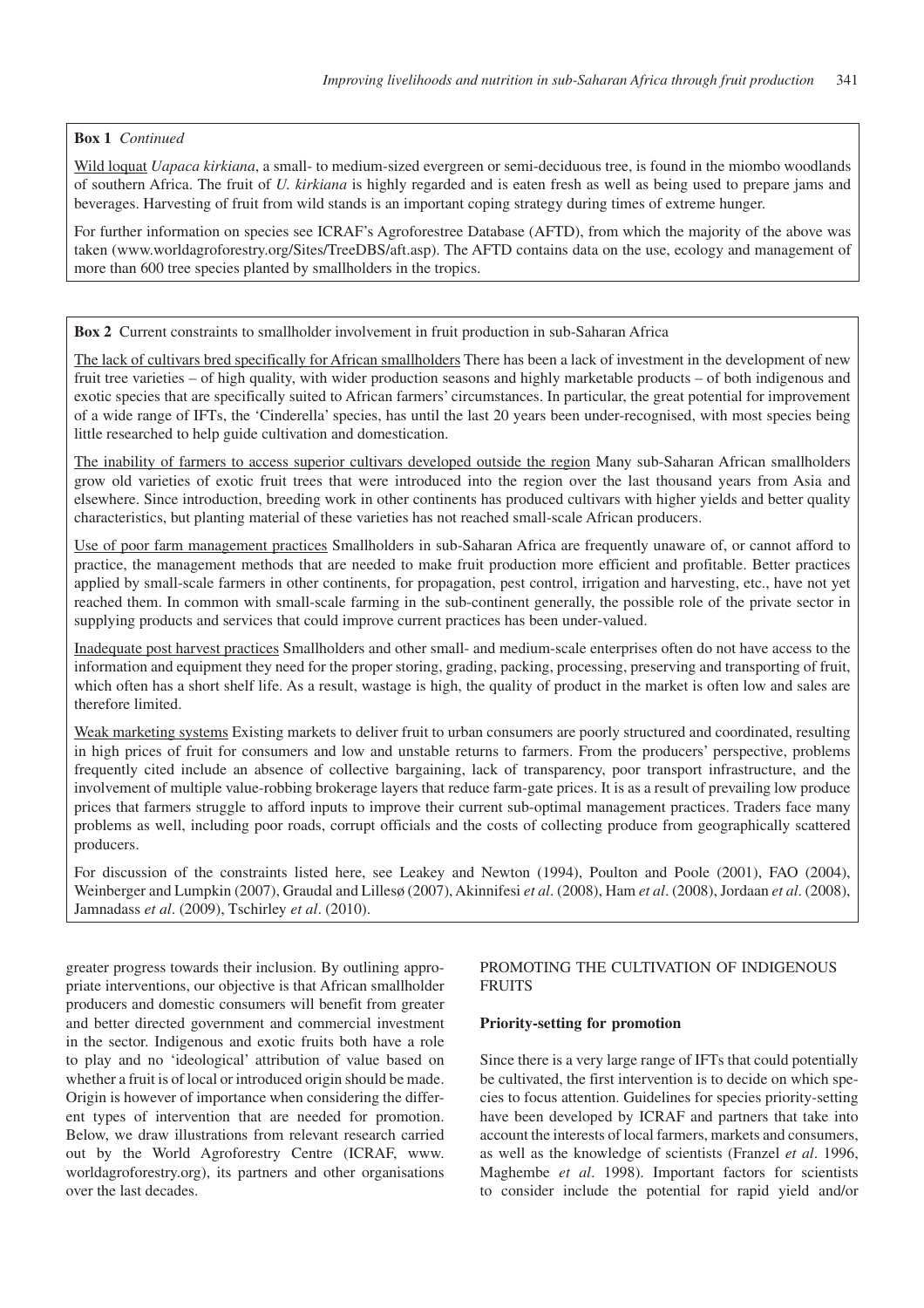**Box 1** *Continued*

Wild loquat *Uapaca kirkiana*, a small- to medium-sized evergreen or semi-deciduous tree, is found in the miombo woodlands of southern Africa. The fruit of *U. kirkiana* is highly regarded and is eaten fresh as well as being used to prepare jams and beverages. Harvesting of fruit from wild stands is an important coping strategy during times of extreme hunger.

For further information on species see ICRAF's Agroforestree Database (AFTD), from which the majority of the above was taken (www.worldagroforestry.org/Sites/TreeDBS/aft.asp). The AFTD contains data on the use, ecology and management of more than 600 tree species planted by smallholders in the tropics.

**Box 2** Current constraints to smallholder involvement in fruit production in sub-Saharan Africa

The lack of cultivars bred specifically for African smallholders There has been a lack of investment in the development of new fruit tree varieties – of high quality, with wider production seasons and highly marketable products – of both indigenous and exotic species that are specifically suited to African farmers' circumstances. In particular, the great potential for improvement of a wide range of IFTs, the 'Cinderella' species, has until the last 20 years been under-recognised, with most species being little researched to help guide cultivation and domestication.

The inability of farmers to access superior cultivars developed outside the region Many sub-Saharan African smallholders grow old varieties of exotic fruit trees that were introduced into the region over the last thousand years from Asia and elsewhere. Since introduction, breeding work in other continents has produced cultivars with higher yields and better quality characteristics, but planting material of these varieties has not reached small-scale African producers.

Use of poor farm management practices Smallholders in sub-Saharan Africa are frequently unaware of, or cannot afford to practice, the management methods that are needed to make fruit production more efficient and profitable. Better practices applied by small-scale farmers in other continents, for propagation, pest control, irrigation and harvesting, etc., have not yet reached them. In common with small-scale farming in the sub-continent generally, the possible role of the private sector in supplying products and services that could improve current practices has been under-valued.

Inadequate post harvest practices Smallholders and other small- and medium-scale enterprises often do not have access to the information and equipment they need for the proper storing, grading, packing, processing, preserving and transporting of fruit, which often has a short shelf life. As a result, wastage is high, the quality of product in the market is often low and sales are therefore limited.

Weak marketing systems Existing markets to deliver fruit to urban consumers are poorly structured and coordinated, resulting in high prices of fruit for consumers and low and unstable returns to farmers. From the producers' perspective, problems frequently cited include an absence of collective bargaining, lack of transparency, poor transport infrastructure, and the involvement of multiple value-robbing brokerage layers that reduce farm-gate prices. It is as a result of prevailing low produce prices that farmers struggle to afford inputs to improve their current sub-optimal management practices. Traders face many problems as well, including poor roads, corrupt officials and the costs of collecting produce from geographically scattered producers.

For discussion of the constraints listed here, see Leakey and Newton (1994), Poulton and Poole (2001), FAO (2004), Weinberger and Lumpkin (2007), Graudal and Lillesø (2007), Akinnifesi *et al*. (2008), Ham *et al*. (2008), Jordaan *et al*. (2008), Jamnadass *et al*. (2009), Tschirley *et al*. (2010).

greater progress towards their inclusion. By outlining appropriate interventions, our objective is that African smallholder producers and domestic consumers will benefit from greater and better directed government and commercial investment in the sector. Indigenous and exotic fruits both have a role to play and no 'ideological' attribution of value based on whether a fruit is of local or introduced origin should be made. Origin is however of importance when considering the different types of intervention that are needed for promotion. Below, we draw illustrations from relevant research carried out by the World Agroforestry Centre (ICRAF, www.worldagroforestry.org), its partners and other organisations over the last decades.

## PROMOTING THE CULTIVATION OF INDIGENOUS FRUITS

### Priority-setting for promotion

Since there is a very large range of IFTs that could potentially be cultivated, the first intervention is to decide on which species to focus attention. Guidelines for species priority-setting have been developed by ICRAF and partners that take into account the interests of local farmers, markets and consumers, as well as the knowledge of scientists (Franzel *et al*. 1996, Maghembe *et al*. 1998). Important factors for scientists to consider include the potential for rapid yield and/or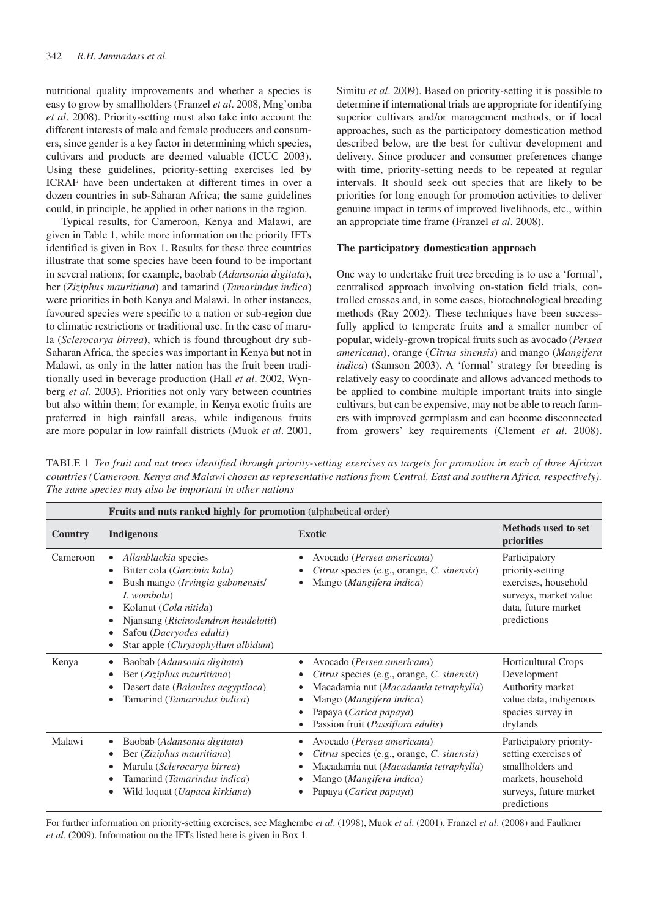nutritional quality improvements and whether a species is easy to grow by smallholders (Franzel *et al*. 2008, Mng'omba *et al*. 2008). Priority-setting must also take into account the different interests of male and female producers and consumers, since gender is a key factor in determining which species, cultivars and products are deemed valuable (ICUC 2003). Using these guidelines, priority-setting exercises led by ICRAF have been undertaken at different times in over a dozen countries in sub-Saharan Africa; the same guidelines could, in principle, be applied in other nations in the region.

Typical results, for Cameroon, Kenya and Malawi, are given in Table 1, while more information on the priority IFTs identified is given in Box 1. Results for these three countries illustrate that some species have been found to be important in several nations; for example, baobab (*Adansonia digitata*), ber (*Ziziphus mauritiana*) and tamarind (*Tamarindus indica*) were priorities in both Kenya and Malawi. In other instances, favoured species were specific to a nation or sub-region due to climatic restrictions or traditional use. In the case of marula (*Sclerocarya birrea*), which is found throughout dry sub-Saharan Africa, the species was important in Kenya but not in Malawi, as only in the latter nation has the fruit been traditionally used in beverage production (Hall *et al*. 2002, Wynberg *et al*. 2003). Priorities not only vary between countries but also within them; for example, in Kenya exotic fruits are preferred in high rainfall areas, while indigenous fruits are more popular in low rainfall districts (Muok *et al*. 2001, Simitu *et al*. 2009). Based on priority-setting it is possible to determine if international trials are appropriate for identifying superior cultivars and/or management methods, or if local approaches, such as the participatory domestication method described below, are the best for cultivar development and delivery. Since producer and consumer preferences change with time, priority-setting needs to be repeated at regular intervals. It should seek out species that are likely to be priorities for long enough for promotion activities to deliver genuine impact in terms of improved livelihoods, etc., within an appropriate time frame (Franzel *et al*. 2008).

### The participatory domestication approach

One way to undertake fruit tree breeding is to use a 'formal', centralised approach involving on-station field trials, controlled crosses and, in some cases, biotechnological breeding methods (Ray 2002). These techniques have been successfully applied to temperate fruits and a smaller number of popular, widely-grown tropical fruits such as avocado (*Persea americana*), orange (*Citrus sinensis*) and mango (*Mangifera indica*) (Samson 2003). A 'formal' strategy for breeding is relatively easy to coordinate and allows advanced methods to be applied to combine multiple important traits into single cultivars, but can be expensive, may not be able to reach farmers with improved germplasm and can become disconnected from growers' key requirements (Clement *et al*. 2008).

TABLE 1 *Ten fruit and nut trees identified through priority-setting exercises as targets for promotion in each of three African countries (Cameroon, Kenya and Malawi chosen as representative nations from Central, East and southern Africa, respectively). The same species may also be important in other nations*

| | **Fruits and nuts ranked highly for promotion** (alphabetical order) | | |
|---|---|---|---|
| **Country** | **Indigenous** | **Exotic** | **Methods used to set priorities** |
| Cameroon | • *Allanblackia* species<br>• Bitter cola (*Garcinia kola*)<br>• Bush mango (*Irvingia gabonensis*/ *I. wombolu*)<br>• Kolanut (*Cola nitida*)<br>• Njansang (*Ricinodendron heudelotii*)<br>• Safou (*Dacryodes edulis*)<br>• Star apple (*Chrysophyllum albidum*) | • Avocado (*Persea americana*)<br>• *Citrus* species (e.g., orange, *C. sinensis*)<br>• Mango (*Mangifera indica*) | Participatory priority-setting exercises, household surveys, market value data, future market predictions |
| Kenya | • Baobab (*Adansonia digitata*)<br>• Ber (*Ziziphus mauritiana*)<br>• Desert date (*Balanites aegyptiaca*)<br>• Tamarind (*Tamarindus indica*) | • Avocado (*Persea americana*)<br>• *Citrus* species (e.g., orange, *C. sinensis*)<br>• Macadamia nut (*Macadamia tetraphylla*)<br>• Mango (*Mangifera indica*)<br>• Papaya (*Carica papaya*)<br>• Passion fruit (*Passiflora edulis*) | Horticultural Crops Development Authority market value data, indigenous species survey in drylands |
| Malawi | • Baobab (*Adansonia digitata*)<br>• Ber (*Ziziphus mauritiana*)<br>• Marula (*Sclerocarya birrea*)<br>• Tamarind (*Tamarindus indica*)<br>• Wild loquat (*Uapaca kirkiana*) | • Avocado (*Persea americana*)<br>• *Citrus* species (e.g., orange, *C. sinensis*)<br>• Macadamia nut (*Macadamia tetraphylla*)<br>• Mango (*Mangifera indica*)<br>• Papaya (*Carica papaya*) | Participatory priority-setting exercises of smallholders and markets, household surveys, future market predictions |

For further information on priority-setting exercises, see Maghembe *et al*. (1998), Muok *et al*. (2001), Franzel *et al*. (2008) and Faulkner *et al*. (2009). Information on the IFTs listed here is given in Box 1.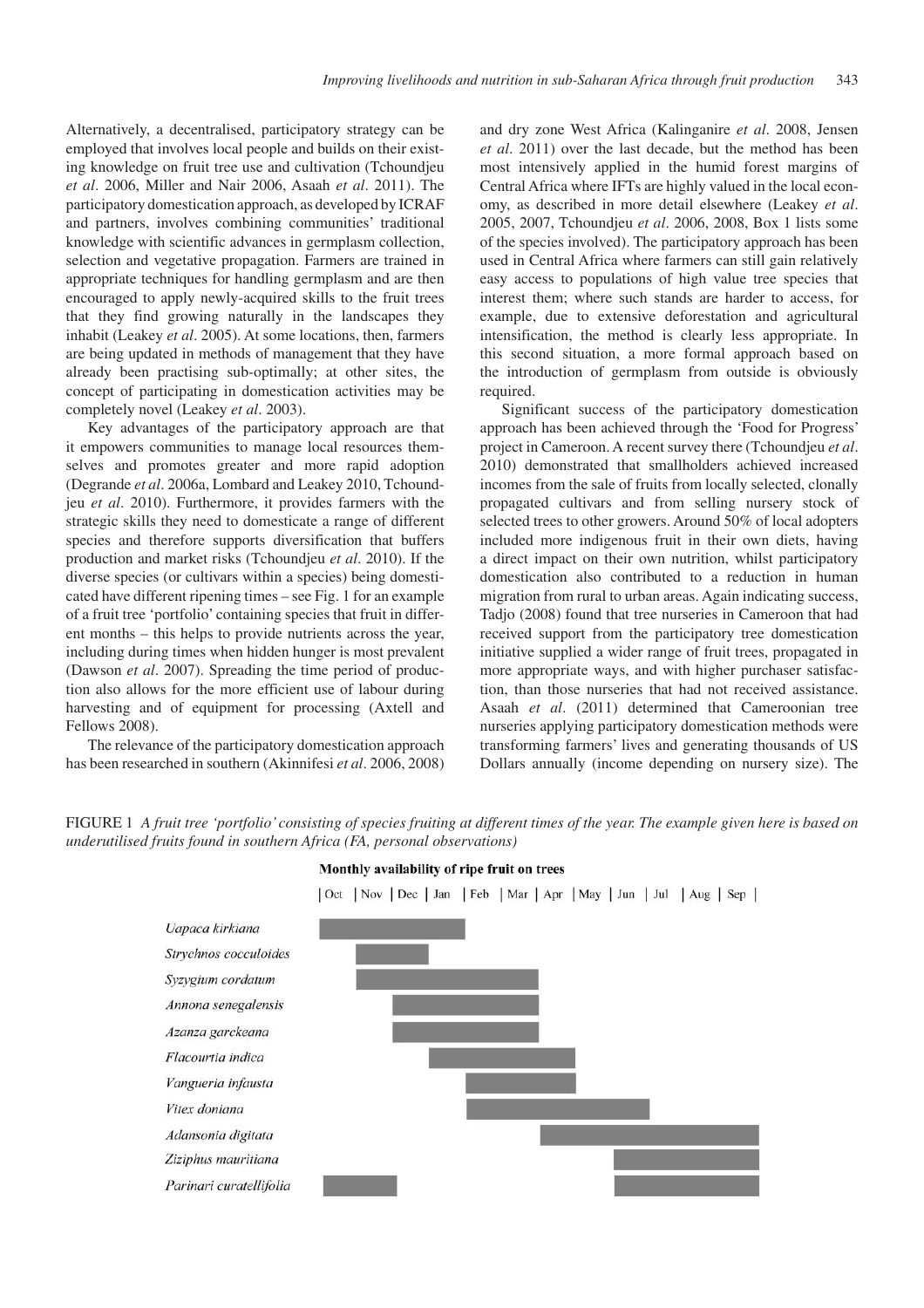Alternatively, a decentralised, participatory strategy can be employed that involves local people and builds on their existing knowledge on fruit tree use and cultivation (Tchoundjeu *et al*. 2006, Miller and Nair 2006, Asaah *et al*. 2011). The participatory domestication approach, as developed by ICRAF and partners, involves combining communities' traditional knowledge with scientific advances in germplasm collection, selection and vegetative propagation. Farmers are trained in appropriate techniques for handling germplasm and are then encouraged to apply newly-acquired skills to the fruit trees that they find growing naturally in the landscapes they inhabit (Leakey *et al*. 2005). At some locations, then, farmers are being updated in methods of management that they have already been practising sub-optimally; at other sites, the concept of participating in domestication activities may be completely novel (Leakey *et al*. 2003).

Key advantages of the participatory approach are that it empowers communities to manage local resources themselves and promotes greater and more rapid adoption (Degrande *et al*. 2006a, Lombard and Leakey 2010, Tchoundjeu *et al*. 2010). Furthermore, it provides farmers with the strategic skills they need to domesticate a range of different species and therefore supports diversification that buffers production and market risks (Tchoundjeu *et al*. 2010). If the diverse species (or cultivars within a species) being domesticated have different ripening times – see Fig. 1 for an example of a fruit tree 'portfolio' containing species that fruit in different months – this helps to provide nutrients across the year, including during times when hidden hunger is most prevalent (Dawson *et al*. 2007). Spreading the time period of production also allows for the more efficient use of labour during harvesting and of equipment for processing (Axtell and Fellows 2008).

The relevance of the participatory domestication approach has been researched in southern (Akinnifesi *et al*. 2006, 2008) and dry zone West Africa (Kalinganire *et al*. 2008, Jensen *et al*. 2011) over the last decade, but the method has been most intensively applied in the humid forest margins of Central Africa where IFTs are highly valued in the local economy, as described in more detail elsewhere (Leakey *et al*. 2005, 2007, Tchoundjeu *et al*. 2006, 2008, Box 1 lists some of the species involved). The participatory approach has been used in Central Africa where farmers can still gain relatively easy access to populations of high value tree species that interest them; where such stands are harder to access, for example, due to extensive deforestation and agricultural intensification, the method is clearly less appropriate. In this second situation, a more formal approach based on the introduction of germplasm from outside is obviously required.

Significant success of the participatory domestication approach has been achieved through the 'Food for Progress' project in Cameroon. A recent survey there (Tchoundjeu *et al*. 2010) demonstrated that smallholders achieved increased incomes from the sale of fruits from locally selected, clonally propagated cultivars and from selling nursery stock of selected trees to other growers. Around 50% of local adopters included more indigenous fruit in their own diets, having a direct impact on their own nutrition, whilst participatory domestication also contributed to a reduction in human migration from rural to urban areas. Again indicating success, Tadjo (2008) found that tree nurseries in Cameroon that had received support from the participatory tree domestication initiative supplied a wider range of fruit trees, propagated in more appropriate ways, and with higher purchaser satisfaction, than those nurseries that had not received assistance. Asaah *et al*. (2011) determined that Cameroonian tree nurseries applying participatory domestication methods were transforming farmers' lives and generating thousands of US Dollars annually (income depending on nursery size). The

FIGURE 1 *A fruit tree 'portfolio' consisting of species fruiting at different times of the year. The example given here is based on underutilised fruits found in southern Africa (FA, personal observations)*

**Monthly availability of ripe fruit on trees**

| Species | Oct | Nov | Dec | Jan | Feb | Mar | Apr | May | Jun | Jul | Aug | Sep |
|---|---|---|---|---|---|---|---|---|---|---|---|---|
| *Uapaca kirkiana* | ■ | ■ | ■ | ■ | | | | | | | | |
| *Strychnos cocculoides* | | ■ | ■ | | | | | | | | | |
| *Syzygium cordatum* | | ■ | ■ | ■ | ■ | ■ | | | | | | |
| *Annona senegalensis* | | | ■ | ■ | ■ | ■ | | | | | | |
| *Azanza garckeana* | | | ■ | ■ | ■ | ■ | | | | | | |
| *Flacourtia indica* | | | | ■ | ■ | ■ | ■ | | | | | |
| *Vangueria infausta* | | | | | ■ | ■ | ■ | | | | | |
| *Vitex doniana* | | | | | ■ | ■ | ■ | ■ | ■ | | | |
| *Adansonia digitata* | | | | | | | ■ | ■ | ■ | ■ | ■ | ■ |
| *Ziziphus mauritiana* | | | | | | | | | ■ | ■ | ■ | ■ |
| *Parinari curatellifolia* | ■ | ■ | | | | | | | ■ | ■ | ■ | ■ |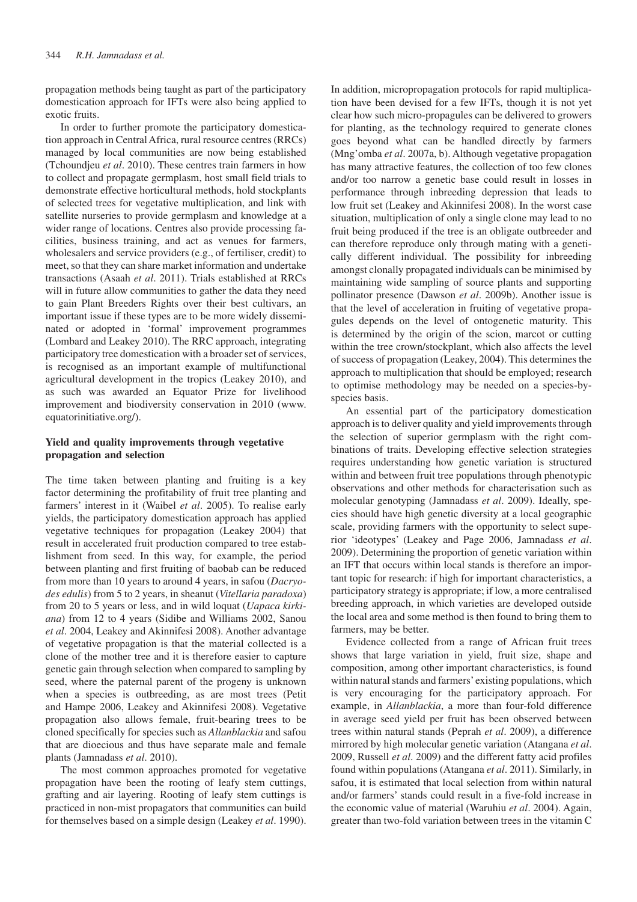propagation methods being taught as part of the participatory domestication approach for IFTs were also being applied to exotic fruits.

In order to further promote the participatory domestication approach in Central Africa, rural resource centres (RRCs) managed by local communities are now being established (Tchoundjeu *et al*. 2010). These centres train farmers in how to collect and propagate germplasm, host small field trials to demonstrate effective horticultural methods, hold stockplants of selected trees for vegetative multiplication, and link with satellite nurseries to provide germplasm and knowledge at a wider range of locations. Centres also provide processing facilities, business training, and act as venues for farmers, wholesalers and service providers (e.g., of fertiliser, credit) to meet, so that they can share market information and undertake transactions (Asaah *et al*. 2011). Trials established at RRCs will in future allow communities to gather the data they need to gain Plant Breeders Rights over their best cultivars, an important issue if these types are to be more widely disseminated or adopted in 'formal' improvement programmes (Lombard and Leakey 2010). The RRC approach, integrating participatory tree domestication with a broader set of services, is recognised as an important example of multifunctional agricultural development in the tropics (Leakey 2010), and as such was awarded an Equator Prize for livelihood improvement and biodiversity conservation in 2010 (www.equatorinitiative.org/).

### Yield and quality improvements through vegetative propagation and selection

The time taken between planting and fruiting is a key factor determining the profitability of fruit tree planting and farmers' interest in it (Waibel *et al*. 2005). To realise early yields, the participatory domestication approach has applied vegetative techniques for propagation (Leakey 2004) that result in accelerated fruit production compared to tree establishment from seed. In this way, for example, the period between planting and first fruiting of baobab can be reduced from more than 10 years to around 4 years, in safou (*Dacryodes edulis*) from 5 to 2 years, in sheanut (*Vitellaria paradoxa*) from 20 to 5 years or less, and in wild loquat (*Uapaca kirkiana*) from 12 to 4 years (Sidibe and Williams 2002, Sanou *et al*. 2004, Leakey and Akinnifesi 2008). Another advantage of vegetative propagation is that the material collected is a clone of the mother tree and it is therefore easier to capture genetic gain through selection when compared to sampling by seed, where the paternal parent of the progeny is unknown when a species is outbreeding, as are most trees (Petit and Hampe 2006, Leakey and Akinnifesi 2008). Vegetative propagation also allows female, fruit-bearing trees to be cloned specifically for species such as *Allanblackia* and safou that are dioecious and thus have separate male and female plants (Jamnadass *et al*. 2010).

The most common approaches promoted for vegetative propagation have been the rooting of leafy stem cuttings, grafting and air layering. Rooting of leafy stem cuttings is practiced in non-mist propagators that communities can build for themselves based on a simple design (Leakey *et al*. 1990). In addition, micropropagation protocols for rapid multiplication have been devised for a few IFTs, though it is not yet clear how such micro-propagules can be delivered to growers for planting, as the technology required to generate clones goes beyond what can be handled directly by farmers (Mng'omba *et al*. 2007a, b). Although vegetative propagation has many attractive features, the collection of too few clones and/or too narrow a genetic base could result in losses in performance through inbreeding depression that leads to low fruit set (Leakey and Akinnifesi 2008). In the worst case situation, multiplication of only a single clone may lead to no fruit being produced if the tree is an obligate outbreeder and can therefore reproduce only through mating with a genetically different individual. The possibility for inbreeding amongst clonally propagated individuals can be minimised by maintaining wide sampling of source plants and supporting pollinator presence (Dawson *et al*. 2009b). Another issue is that the level of acceleration in fruiting of vegetative propagules depends on the level of ontogenetic maturity. This is determined by the origin of the scion, marcot or cutting within the tree crown/stockplant, which also affects the level of success of propagation (Leakey, 2004). This determines the approach to multiplication that should be employed; research to optimise methodology may be needed on a species-by-species basis.

An essential part of the participatory domestication approach is to deliver quality and yield improvements through the selection of superior germplasm with the right combinations of traits. Developing effective selection strategies requires understanding how genetic variation is structured within and between fruit tree populations through phenotypic observations and other methods for characterisation such as molecular genotyping (Jamnadass *et al*. 2009). Ideally, species should have high genetic diversity at a local geographic scale, providing farmers with the opportunity to select superior 'ideotypes' (Leakey and Page 2006, Jamnadass *et al*. 2009). Determining the proportion of genetic variation within an IFT that occurs within local stands is therefore an important topic for research: if high for important characteristics, a participatory strategy is appropriate; if low, a more centralised breeding approach, in which varieties are developed outside the local area and some method is then found to bring them to farmers, may be better.

Evidence collected from a range of African fruit trees shows that large variation in yield, fruit size, shape and composition, among other important characteristics, is found within natural stands and farmers' existing populations, which is very encouraging for the participatory approach. For example, in *Allanblackia*, a more than four-fold difference in average seed yield per fruit has been observed between trees within natural stands (Peprah *et al*. 2009), a difference mirrored by high molecular genetic variation (Atangana *et al*. 2009, Russell *et al*. 2009) and the different fatty acid profiles found within populations (Atangana *et al*. 2011). Similarly, in safou, it is estimated that local selection from within natural and/or farmers' stands could result in a five-fold increase in the economic value of material (Waruhiu *et al*. 2004). Again, greater than two-fold variation between trees in the vitamin C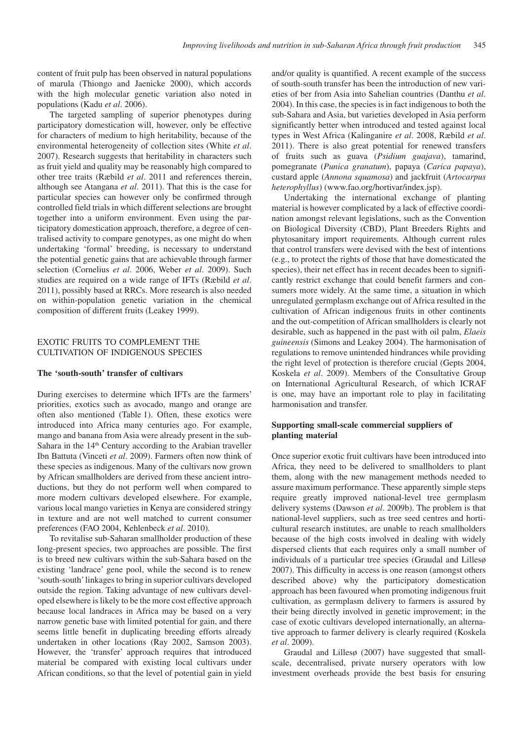content of fruit pulp has been observed in natural populations of marula (Thiongo and Jaenicke 2000), which accords with the high molecular genetic variation also noted in populations (Kadu *et al*. 2006).

The targeted sampling of superior phenotypes during participatory domestication will, however, only be effective for characters of medium to high heritability, because of the environmental heterogeneity of collection sites (White *et al*. 2007). Research suggests that heritability in characters such as fruit yield and quality may be reasonably high compared to other tree traits (Ræbild *et al*. 2011 and references therein, although see Atangana *et al*. 2011). That this is the case for particular species can however only be confirmed through controlled field trials in which different selections are brought together into a uniform environment. Even using the participatory domestication approach, therefore, a degree of centralised activity to compare genotypes, as one might do when undertaking 'formal' breeding, is necessary to understand the potential genetic gains that are achievable through farmer selection (Cornelius *et al*. 2006, Weber *et al*. 2009). Such studies are required on a wide range of IFTs (Ræbild *et al*. 2011), possibly based at RRCs. More research is also needed on within-population genetic variation in the chemical composition of different fruits (Leakey 1999).

## EXOTIC FRUITS TO COMPLEMENT THE CULTIVATION OF INDIGENOUS SPECIES

### The 'south-south' transfer of cultivars

During exercises to determine which IFTs are the farmers' priorities, exotics such as avocado, mango and orange are often also mentioned (Table 1). Often, these exotics were introduced into Africa many centuries ago. For example, mango and banana from Asia were already present in the sub-Sahara in the 14th Century according to the Arabian traveller Ibn Battuta (Vinceti *et al*. 2009). Farmers often now think of these species as indigenous. Many of the cultivars now grown by African smallholders are derived from these ancient introductions, but they do not perform well when compared to more modern cultivars developed elsewhere. For example, various local mango varieties in Kenya are considered stringy in texture and are not well matched to current consumer preferences (FAO 2004, Kehlenbeck *et al*. 2010).

To revitalise sub-Saharan smallholder production of these long-present species, two approaches are possible. The first is to breed new cultivars within the sub-Sahara based on the existing 'landrace' gene pool, while the second is to renew 'south-south' linkages to bring in superior cultivars developed outside the region. Taking advantage of new cultivars developed elsewhere is likely to be the more cost effective approach because local landraces in Africa may be based on a very narrow genetic base with limited potential for gain, and there seems little benefit in duplicating breeding efforts already undertaken in other locations (Ray 2002, Samson 2003). However, the 'transfer' approach requires that introduced material be compared with existing local cultivars under African conditions, so that the level of potential gain in yield and/or quality is quantified. A recent example of the success of south-south transfer has been the introduction of new varieties of ber from Asia into Sahelian countries (Danthu *et al*. 2004). In this case, the species is in fact indigenous to both the sub-Sahara and Asia, but varieties developed in Asia perform significantly better when introduced and tested against local types in West Africa (Kalinganire *et al*. 2008, Ræbild *et al*. 2011). There is also great potential for renewed transfers of fruits such as guava (*Psidium guajava*), tamarind, pomegranate (*Punica granatum*), papaya (*Carica papaya*), custard apple (*Annona squamosa*) and jackfruit (*Artocarpus heterophyllus*) (www.fao.org/hortivar/index.jsp).

Undertaking the international exchange of planting material is however complicated by a lack of effective coordination amongst relevant legislations, such as the Convention on Biological Diversity (CBD), Plant Breeders Rights and phytosanitary import requirements. Although current rules that control transfers were devised with the best of intentions (e.g., to protect the rights of those that have domesticated the species), their net effect has in recent decades been to significantly restrict exchange that could benefit farmers and consumers more widely. At the same time, a situation in which unregulated germplasm exchange out of Africa resulted in the cultivation of African indigenous fruits in other continents and the out-competition of African smallholders is clearly not desirable, such as happened in the past with oil palm, *Elaeis guineensis* (Simons and Leakey 2004). The harmonisation of regulations to remove unintended hindrances while providing the right level of protection is therefore crucial (Gepts 2004, Koskela *et al*. 2009). Members of the Consultative Group on International Agricultural Research, of which ICRAF is one, may have an important role to play in facilitating harmonisation and transfer.

### Supporting small-scale commercial suppliers of planting material

Once superior exotic fruit cultivars have been introduced into Africa, they need to be delivered to smallholders to plant them, along with the new management methods needed to assure maximum performance. These apparently simple steps require greatly improved national-level tree germplasm delivery systems (Dawson *et al*. 2009b). The problem is that national-level suppliers, such as tree seed centres and horticultural research institutes, are unable to reach smallholders because of the high costs involved in dealing with widely dispersed clients that each requires only a small number of individuals of a particular tree species (Graudal and Lillesø 2007). This difficulty in access is one reason (amongst others described above) why the participatory domestication approach has been favoured when promoting indigenous fruit cultivation, as germplasm delivery to farmers is assured by their being directly involved in genetic improvement; in the case of exotic cultivars developed internationally, an alternative approach to farmer delivery is clearly required (Koskela *et al*. 2009).

Graudal and Lillesø (2007) have suggested that small-scale, decentralised, private nursery operators with low investment overheads provide the best basis for ensuring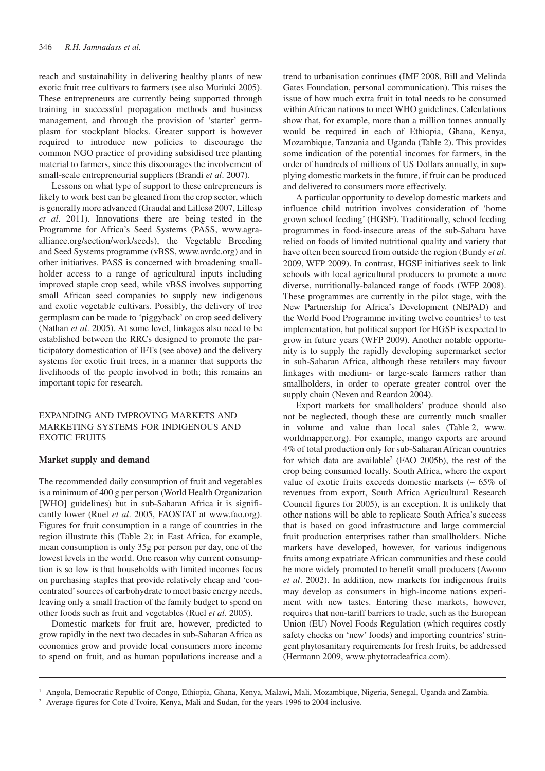reach and sustainability in delivering healthy plants of new exotic fruit tree cultivars to farmers (see also Muriuki 2005). These entrepreneurs are currently being supported through training in successful propagation methods and business management, and through the provision of 'starter' germplasm for stockplant blocks. Greater support is however required to introduce new policies to discourage the common NGO practice of providing subsidised tree planting material to farmers, since this discourages the involvement of small-scale entrepreneurial suppliers (Brandi *et al*. 2007).

Lessons on what type of support to these entrepreneurs is likely to work best can be gleaned from the crop sector, which is generally more advanced (Graudal and Lillesø 2007, Lillesø *et al*. 2011). Innovations there are being tested in the Programme for Africa's Seed Systems (PASS, www.agra-alliance.org/section/work/seeds), the Vegetable Breeding and Seed Systems programme (vBSS, www.avrdc.org) and in other initiatives. PASS is concerned with broadening smallholder access to a range of agricultural inputs including improved staple crop seed, while vBSS involves supporting small African seed companies to supply new indigenous and exotic vegetable cultivars. Possibly, the delivery of tree germplasm can be made to 'piggyback' on crop seed delivery (Nathan *et al*. 2005). At some level, linkages also need to be established between the RRCs designed to promote the participatory domestication of IFTs (see above) and the delivery systems for exotic fruit trees, in a manner that supports the livelihoods of the people involved in both; this remains an important topic for research.

## EXPANDING AND IMPROVING MARKETS AND MARKETING SYSTEMS FOR INDIGENOUS AND EXOTIC FRUITS

### Market supply and demand

The recommended daily consumption of fruit and vegetables is a minimum of 400 g per person (World Health Organization [WHO] guidelines) but in sub-Saharan Africa it is significantly lower (Ruel *et al*. 2005, FAOSTAT at www.fao.org). Figures for fruit consumption in a range of countries in the region illustrate this (Table 2): in East Africa, for example, mean consumption is only 35g per person per day, one of the lowest levels in the world. One reason why current consumption is so low is that households with limited incomes focus on purchasing staples that provide relatively cheap and 'concentrated' sources of carbohydrate to meet basic energy needs, leaving only a small fraction of the family budget to spend on other foods such as fruit and vegetables (Ruel *et al*. 2005).

Domestic markets for fruit are, however, predicted to grow rapidly in the next two decades in sub-Saharan Africa as economies grow and provide local consumers more income to spend on fruit, and as human populations increase and a trend to urbanisation continues (IMF 2008, Bill and Melinda Gates Foundation, personal communication). This raises the issue of how much extra fruit in total needs to be consumed within African nations to meet WHO guidelines. Calculations show that, for example, more than a million tonnes annually would be required in each of Ethiopia, Ghana, Kenya, Mozambique, Tanzania and Uganda (Table 2). This provides some indication of the potential incomes for farmers, in the order of hundreds of millions of US Dollars annually, in supplying domestic markets in the future, if fruit can be produced and delivered to consumers more effectively.

A particular opportunity to develop domestic markets and influence child nutrition involves consideration of 'home grown school feeding' (HGSF). Traditionally, school feeding programmes in food-insecure areas of the sub-Sahara have relied on foods of limited nutritional quality and variety that have often been sourced from outside the region (Bundy *et al*. 2009, WFP 2009). In contrast, HGSF initiatives seek to link schools with local agricultural producers to promote a more diverse, nutritionally-balanced range of foods (WFP 2008). These programmes are currently in the pilot stage, with the New Partnership for Africa's Development (NEPAD) and the World Food Programme inviting twelve countries[1] to test implementation, but political support for HGSF is expected to grow in future years (WFP 2009). Another notable opportunity is to supply the rapidly developing supermarket sector in sub-Saharan Africa, although these retailers may favour linkages with medium- or large-scale farmers rather than smallholders, in order to operate greater control over the supply chain (Neven and Reardon 2004).

Export markets for smallholders' produce should also not be neglected, though these are currently much smaller in volume and value than local sales (Table 2, www.worldmapper.org). For example, mango exports are around 4% of total production only for sub-Saharan African countries for which data are available[2] (FAO 2005b), the rest of the crop being consumed locally. South Africa, where the export value of exotic fruits exceeds domestic markets (~ 65% of revenues from export, South Africa Agricultural Research Council figures for 2005), is an exception. It is unlikely that other nations will be able to replicate South Africa's success that is based on good infrastructure and large commercial fruit production enterprises rather than smallholders. Niche markets have developed, however, for various indigenous fruits among expatriate African communities and these could be more widely promoted to benefit small producers (Awono *et al*. 2002). In addition, new markets for indigenous fruits may develop as consumers in high-income nations experiment with new tastes. Entering these markets, however, requires that non-tariff barriers to trade, such as the European Union (EU) Novel Foods Regulation (which requires costly safety checks on 'new' foods) and importing countries' stringent phytosanitary requirements for fresh fruits, be addressed (Hermann 2009, www.phytotradeafrica.com).

[1] Angola, Democratic Republic of Congo, Ethiopia, Ghana, Kenya, Malawi, Mali, Mozambique, Nigeria, Senegal, Uganda and Zambia.

[2] Average figures for Cote d'Ivoire, Kenya, Mali and Sudan, for the years 1996 to 2004 inclusive.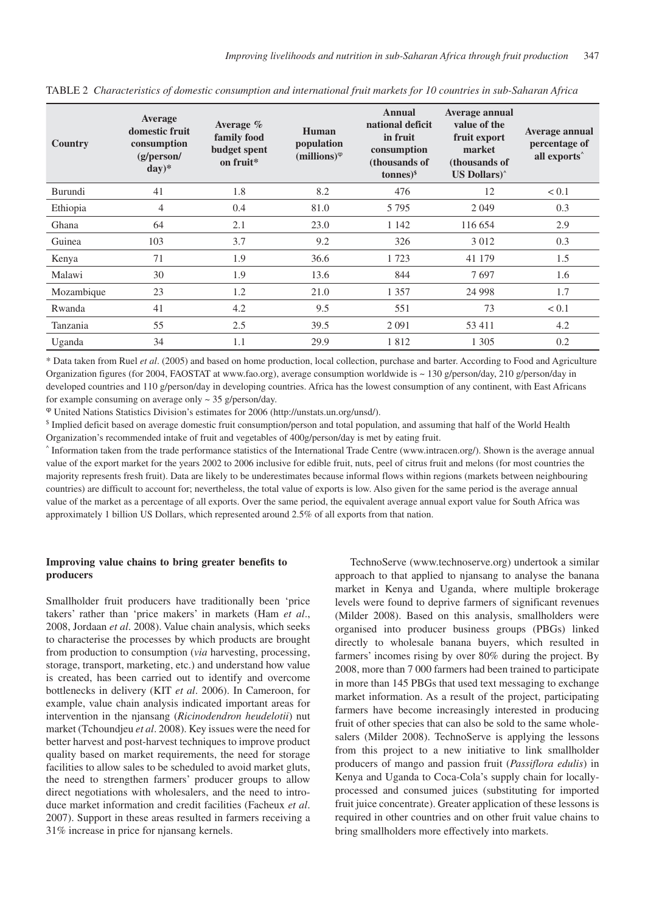TABLE 2 *Characteristics of domestic consumption and international fruit markets for 10 countries in sub-Saharan Africa*

| Country | Average domestic fruit consumption (g/person/day)* | Average % family food budget spent on fruit* | Human population (millions)[Φ] | Annual national deficit in fruit consumption (thousands of tonnes)[$] | Average annual value of the fruit export market (thousands of US Dollars)[^] | Average annual percentage of all exports[^] |
|---|---|---|---|---|---|---|
| Burundi | 41 | 1.8 | 8.2 | 476 | 12 | < 0.1 |
| Ethiopia | 4 | 0.4 | 81.0 | 5 795 | 2 049 | 0.3 |
| Ghana | 64 | 2.1 | 23.0 | 1 142 | 116 654 | 2.9 |
| Guinea | 103 | 3.7 | 9.2 | 326 | 3 012 | 0.3 |
| Kenya | 71 | 1.9 | 36.6 | 1 723 | 41 179 | 1.5 |
| Malawi | 30 | 1.9 | 13.6 | 844 | 7 697 | 1.6 |
| Mozambique | 23 | 1.2 | 21.0 | 1 357 | 24 998 | 1.7 |
| Rwanda | 41 | 4.2 | 9.5 | 551 | 73 | < 0.1 |
| Tanzania | 55 | 2.5 | 39.5 | 2 091 | 53 411 | 4.2 |
| Uganda | 34 | 1.1 | 29.9 | 1 812 | 1 305 | 0.2 |

* Data taken from Ruel *et al*. (2005) and based on home production, local collection, purchase and barter. According to Food and Agriculture Organization figures (for 2004, FAOSTAT at www.fao.org), average consumption worldwide is ~ 130 g/person/day, 210 g/person/day in developed countries and 110 g/person/day in developing countries. Africa has the lowest consumption of any continent, with East Africans for example consuming on average only ~ 35 g/person/day.

[Φ] United Nations Statistics Division's estimates for 2006 (http://unstats.un.org/unsd/).

[$] Implied deficit based on average domestic fruit consumption/person and total population, and assuming that half of the World Health Organization's recommended intake of fruit and vegetables of 400g/person/day is met by eating fruit.

[^] Information taken from the trade performance statistics of the International Trade Centre (www.intracen.org/). Shown is the average annual value of the export market for the years 2002 to 2006 inclusive for edible fruit, nuts, peel of citrus fruit and melons (for most countries the majority represents fresh fruit). Data are likely to be underestimates because informal flows within regions (markets between neighbouring countries) are difficult to account for; nevertheless, the total value of exports is low. Also given for the same period is the average annual value of the market as a percentage of all exports. Over the same period, the equivalent average annual export value for South Africa was approximately 1 billion US Dollars, which represented around 2.5% of all exports from that nation.

### Improving value chains to bring greater benefits to producers

Smallholder fruit producers have traditionally been 'price takers' rather than 'price makers' in markets (Ham *et al*., 2008, Jordaan *et al*. 2008). Value chain analysis, which seeks to characterise the processes by which products are brought from production to consumption (*via* harvesting, processing, storage, transport, marketing, etc.) and understand how value is created, has been carried out to identify and overcome bottlenecks in delivery (KIT *et al*. 2006). In Cameroon, for example, value chain analysis indicated important areas for intervention in the njansang (*Ricinodendron heudelotii*) nut market (Tchoundjeu *et al*. 2008). Key issues were the need for better harvest and post-harvest techniques to improve product quality based on market requirements, the need for storage facilities to allow sales to be scheduled to avoid market gluts, the need to strengthen farmers' producer groups to allow direct negotiations with wholesalers, and the need to introduce market information and credit facilities (Facheux *et al*. 2007). Support in these areas resulted in farmers receiving a 31% increase in price for njansang kernels.

TechnoServe (www.technoserve.org) undertook a similar approach to that applied to njansang to analyse the banana market in Kenya and Uganda, where multiple brokerage levels were found to deprive farmers of significant revenues (Milder 2008). Based on this analysis, smallholders were organised into producer business groups (PBGs) linked directly to wholesale banana buyers, which resulted in farmers' incomes rising by over 80% during the project. By 2008, more than 7 000 farmers had been trained to participate in more than 145 PBGs that used text messaging to exchange market information. As a result of the project, participating farmers have become increasingly interested in producing fruit of other species that can also be sold to the same wholesalers (Milder 2008). TechnoServe is applying the lessons from this project to a new initiative to link smallholder producers of mango and passion fruit (*Passiflora edulis*) in Kenya and Uganda to Coca-Cola's supply chain for locally-processed and consumed juices (substituting for imported fruit juice concentrate). Greater application of these lessons is required in other countries and on other fruit value chains to bring smallholders more effectively into markets.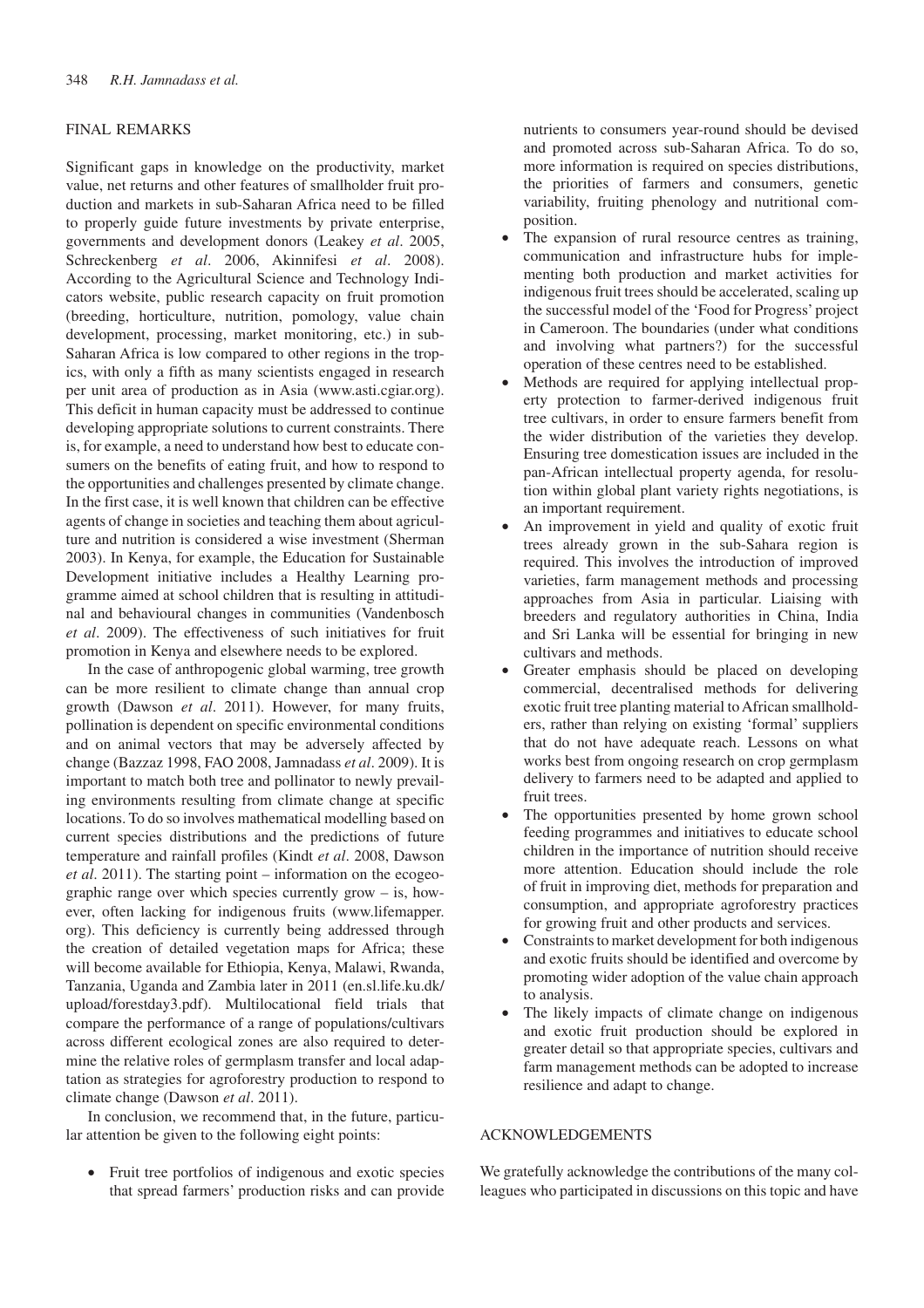## FINAL REMARKS

Significant gaps in knowledge on the productivity, market value, net returns and other features of smallholder fruit production and markets in sub-Saharan Africa need to be filled to properly guide future investments by private enterprise, governments and development donors (Leakey *et al*. 2005, Schreckenberg *et al*. 2006, Akinnifesi *et al*. 2008). According to the Agricultural Science and Technology Indicators website, public research capacity on fruit promotion (breeding, horticulture, nutrition, pomology, value chain development, processing, market monitoring, etc.) in sub-Saharan Africa is low compared to other regions in the tropics, with only a fifth as many scientists engaged in research per unit area of production as in Asia (www.asti.cgiar.org). This deficit in human capacity must be addressed to continue developing appropriate solutions to current constraints. There is, for example, a need to understand how best to educate consumers on the benefits of eating fruit, and how to respond to the opportunities and challenges presented by climate change. In the first case, it is well known that children can be effective agents of change in societies and teaching them about agriculture and nutrition is considered a wise investment (Sherman 2003). In Kenya, for example, the Education for Sustainable Development initiative includes a Healthy Learning programme aimed at school children that is resulting in attitudinal and behavioural changes in communities (Vandenbosch *et al*. 2009). The effectiveness of such initiatives for fruit promotion in Kenya and elsewhere needs to be explored.

In the case of anthropogenic global warming, tree growth can be more resilient to climate change than annual crop growth (Dawson *et al*. 2011). However, for many fruits, pollination is dependent on specific environmental conditions and on animal vectors that may be adversely affected by change (Bazzaz 1998, FAO 2008, Jamnadass *et al*. 2009). It is important to match both tree and pollinator to newly prevailing environments resulting from climate change at specific locations. To do so involves mathematical modelling based on current species distributions and the predictions of future temperature and rainfall profiles (Kindt *et al*. 2008, Dawson *et al*. 2011). The starting point – information on the ecogeographic range over which species currently grow – is, however, often lacking for indigenous fruits (www.lifemapper.org). This deficiency is currently being addressed through the creation of detailed vegetation maps for Africa; these will become available for Ethiopia, Kenya, Malawi, Rwanda, Tanzania, Uganda and Zambia later in 2011 (en.sl.life.ku.dk/upload/forestday3.pdf). Multilocational field trials that compare the performance of a range of populations/cultivars across different ecological zones are also required to determine the relative roles of germplasm transfer and local adaptation as strategies for agroforestry production to respond to climate change (Dawson *et al*. 2011).

In conclusion, we recommend that, in the future, particular attention be given to the following eight points:

- Fruit tree portfolios of indigenous and exotic species that spread farmers' production risks and can provide nutrients to consumers year-round should be devised and promoted across sub-Saharan Africa. To do so, more information is required on species distributions, the priorities of farmers and consumers, genetic variability, fruiting phenology and nutritional composition.
- The expansion of rural resource centres as training, communication and infrastructure hubs for implementing both production and market activities for indigenous fruit trees should be accelerated, scaling up the successful model of the 'Food for Progress' project in Cameroon. The boundaries (under what conditions and involving what partners?) for the successful operation of these centres need to be established.
- Methods are required for applying intellectual property protection to farmer-derived indigenous fruit tree cultivars, in order to ensure farmers benefit from the wider distribution of the varieties they develop. Ensuring tree domestication issues are included in the pan-African intellectual property agenda, for resolution within global plant variety rights negotiations, is an important requirement.
- An improvement in yield and quality of exotic fruit trees already grown in the sub-Sahara region is required. This involves the introduction of improved varieties, farm management methods and processing approaches from Asia in particular. Liaising with breeders and regulatory authorities in China, India and Sri Lanka will be essential for bringing in new cultivars and methods.
- Greater emphasis should be placed on developing commercial, decentralised methods for delivering exotic fruit tree planting material to African smallholders, rather than relying on existing 'formal' suppliers that do not have adequate reach. Lessons on what works best from ongoing research on crop germplasm delivery to farmers need to be adapted and applied to fruit trees.
- The opportunities presented by home grown school feeding programmes and initiatives to educate school children in the importance of nutrition should receive more attention. Education should include the role of fruit in improving diet, methods for preparation and consumption, and appropriate agroforestry practices for growing fruit and other products and services.
- Constraints to market development for both indigenous and exotic fruits should be identified and overcome by promoting wider adoption of the value chain approach to analysis.
- The likely impacts of climate change on indigenous and exotic fruit production should be explored in greater detail so that appropriate species, cultivars and farm management methods can be adopted to increase resilience and adapt to change.

## ACKNOWLEDGEMENTS

We gratefully acknowledge the contributions of the many colleagues who participated in discussions on this topic and have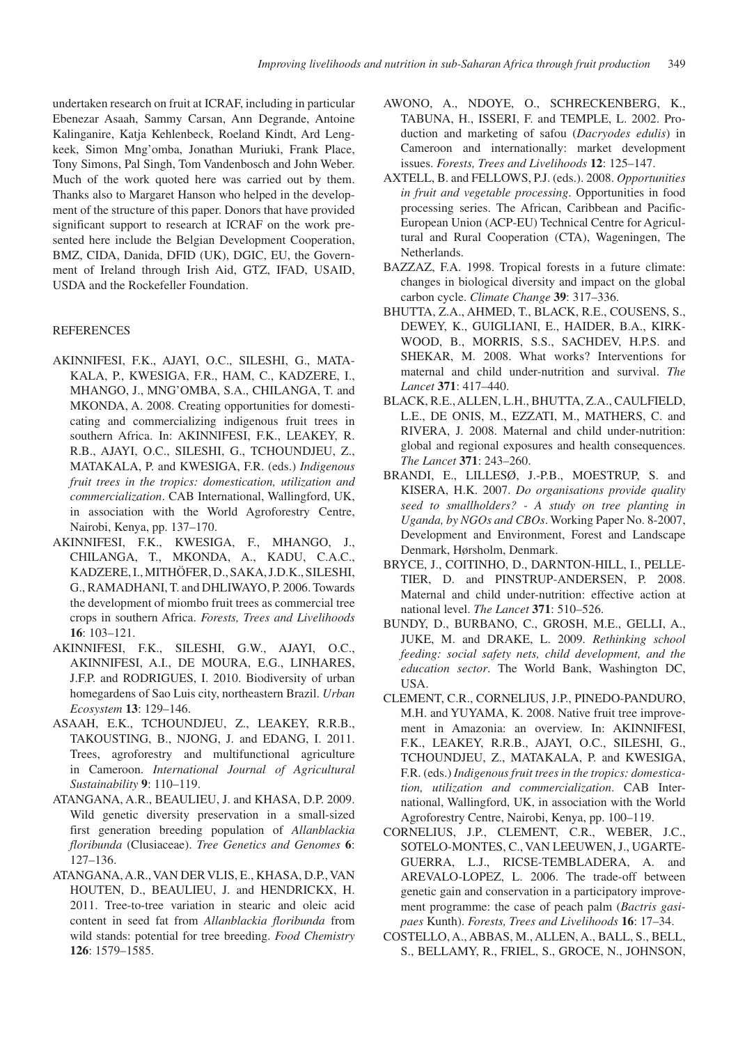undertaken research on fruit at ICRAF, including in particular Ebenezar Asaah, Sammy Carsan, Ann Degrande, Antoine Kalinganire, Katja Kehlenbeck, Roeland Kindt, Ard Lengkeek, Simon Mng'omba, Jonathan Muriuki, Frank Place, Tony Simons, Pal Singh, Tom Vandenbosch and John Weber. Much of the work quoted here was carried out by them. Thanks also to Margaret Hanson who helped in the development of the structure of this paper. Donors that have provided significant support to research at ICRAF on the work presented here include the Belgian Development Cooperation, BMZ, CIDA, Danida, DFID (UK), DGIC, EU, the Government of Ireland through Irish Aid, GTZ, IFAD, USAID, USDA and the Rockefeller Foundation.

## REFERENCES

AKINNIFESI, F.K., AJAYI, O.C., SILESHI, G., MATAKALA, P., KWESIGA, F.R., HAM, C., KADZERE, I., MHANGO, J., MNG'OMBA, S.A., CHILANGA, T. and MKONDA, A. 2008. Creating opportunities for domesticating and commercializing indigenous fruit trees in southern Africa. In: AKINNIFESI, F.K., LEAKEY, R. R.B., AJAYI, O.C., SILESHI, G., TCHOUNDJEU, Z., MATAKALA, P. and KWESIGA, F.R. (eds.) *Indigenous fruit trees in the tropics: domestication, utilization and commercialization*. CAB International, Wallingford, UK, in association with the World Agroforestry Centre, Nairobi, Kenya, pp. 137–170.

AKINNIFESI, F.K., KWESIGA, F., MHANGO, J., CHILANGA, T., MKONDA, A., KADU, C.A.C., KADZERE, I., MITHÖFER, D., SAKA, J.D.K., SILESHI, G., RAMADHANI, T. and DHLIWAYO, P. 2006. Towards the development of miombo fruit trees as commercial tree crops in southern Africa. *Forests, Trees and Livelihoods* **16**: 103–121.

AKINNIFESI, F.K., SILESHI, G.W., AJAYI, O.C., AKINNIFESI, A.I., DE MOURA, E.G., LINHARES, J.F.P. and RODRIGUES, I. 2010. Biodiversity of urban homegardens of Sao Luis city, northeastern Brazil. *Urban Ecosystem* **13**: 129–146.

ASAAH, E.K., TCHOUNDJEU, Z., LEAKEY, R.R.B., TAKOUSTING, B., NJONG, J. and EDANG, I. 2011. Trees, agroforestry and multifunctional agriculture in Cameroon. *International Journal of Agricultural Sustainability* **9**: 110–119.

ATANGANA, A.R., BEAULIEU, J. and KHASA, D.P. 2009. Wild genetic diversity preservation in a small-sized first generation breeding population of *Allanblackia floribunda* (Clusiaceae). *Tree Genetics and Genomes* **6**: 127–136.

ATANGANA, A.R., VAN DER VLIS, E., KHASA, D.P., VAN HOUTEN, D., BEAULIEU, J. and HENDRICKX, H. 2011. Tree-to-tree variation in stearic and oleic acid content in seed fat from *Allanblackia floribunda* from wild stands: potential for tree breeding. *Food Chemistry* **126**: 1579–1585.

AWONO, A., NDOYE, O., SCHRECKENBERG, K., TABUNA, H., ISSERI, F. and TEMPLE, L. 2002. Production and marketing of safou (*Dacryodes edulis*) in Cameroon and internationally: market development issues. *Forests, Trees and Livelihoods* **12**: 125–147.

AXTELL, B. and FELLOWS, P.J. (eds.). 2008. *Opportunities in fruit and vegetable processing*. Opportunities in food processing series. The African, Caribbean and Pacific-European Union (ACP-EU) Technical Centre for Agricultural and Rural Cooperation (CTA), Wageningen, The Netherlands.

BAZZAZ, F.A. 1998. Tropical forests in a future climate: changes in biological diversity and impact on the global carbon cycle. *Climate Change* **39**: 317–336.

BHUTTA, Z.A., AHMED, T., BLACK, R.E., COUSENS, S., DEWEY, K., GUIGLIANI, E., HAIDER, B.A., KIRKWOOD, B., MORRIS, S.S., SACHDEV, H.P.S. and SHEKAR, M. 2008. What works? Interventions for maternal and child under-nutrition and survival. *The Lancet* **371**: 417–440.

BLACK, R.E., ALLEN, L.H., BHUTTA, Z.A., CAULFIELD, L.E., DE ONIS, M., EZZATI, M., MATHERS, C. and RIVERA, J. 2008. Maternal and child under-nutrition: global and regional exposures and health consequences. *The Lancet* **371**: 243–260.

BRANDI, E., LILLESØ, J.-P.B., MOESTRUP, S. and KISERA, H.K. 2007. *Do organisations provide quality seed to smallholders? - A study on tree planting in Uganda, by NGOs and CBOs*. Working Paper No. 8-2007, Development and Environment, Forest and Landscape Denmark, Hørsholm, Denmark.

BRYCE, J., COITINHO, D., DARNTON-HILL, I., PELLETIER, D. and PINSTRUP-ANDERSEN, P. 2008. Maternal and child under-nutrition: effective action at national level. *The Lancet* **371**: 510–526.

BUNDY, D., BURBANO, C., GROSH, M.E., GELLI, A., JUKE, M. and DRAKE, L. 2009. *Rethinking school feeding: social safety nets, child development, and the education sector*. The World Bank, Washington DC, USA.

CLEMENT, C.R., CORNELIUS, J.P., PINEDO-PANDURO, M.H. and YUYAMA, K. 2008. Native fruit tree improvement in Amazonia: an overview. In: AKINNIFESI, F.K., LEAKEY, R.R.B., AJAYI, O.C., SILESHI, G., TCHOUNDJEU, Z., MATAKALA, P. and KWESIGA, F.R. (eds.) *Indigenous fruit trees in the tropics: domestication, utilization and commercialization*. CAB International, Wallingford, UK, in association with the World Agroforestry Centre, Nairobi, Kenya, pp. 100–119.

CORNELIUS, J.P., CLEMENT, C.R., WEBER, J.C., SOTELO-MONTES, C., VAN LEEUWEN, J., UGARTE-GUERRA, L.J., RICSE-TEMBLADERA, A. and AREVALO-LOPEZ, L. 2006. The trade-off between genetic gain and conservation in a participatory improvement programme: the case of peach palm (*Bactris gasipaes* Kunth). *Forests, Trees and Livelihoods* **16**: 17–34.

COSTELLO, A., ABBAS, M., ALLEN, A., BALL, S., BELL, S., BELLAMY, R., FRIEL, S., GROCE, N., JOHNSON,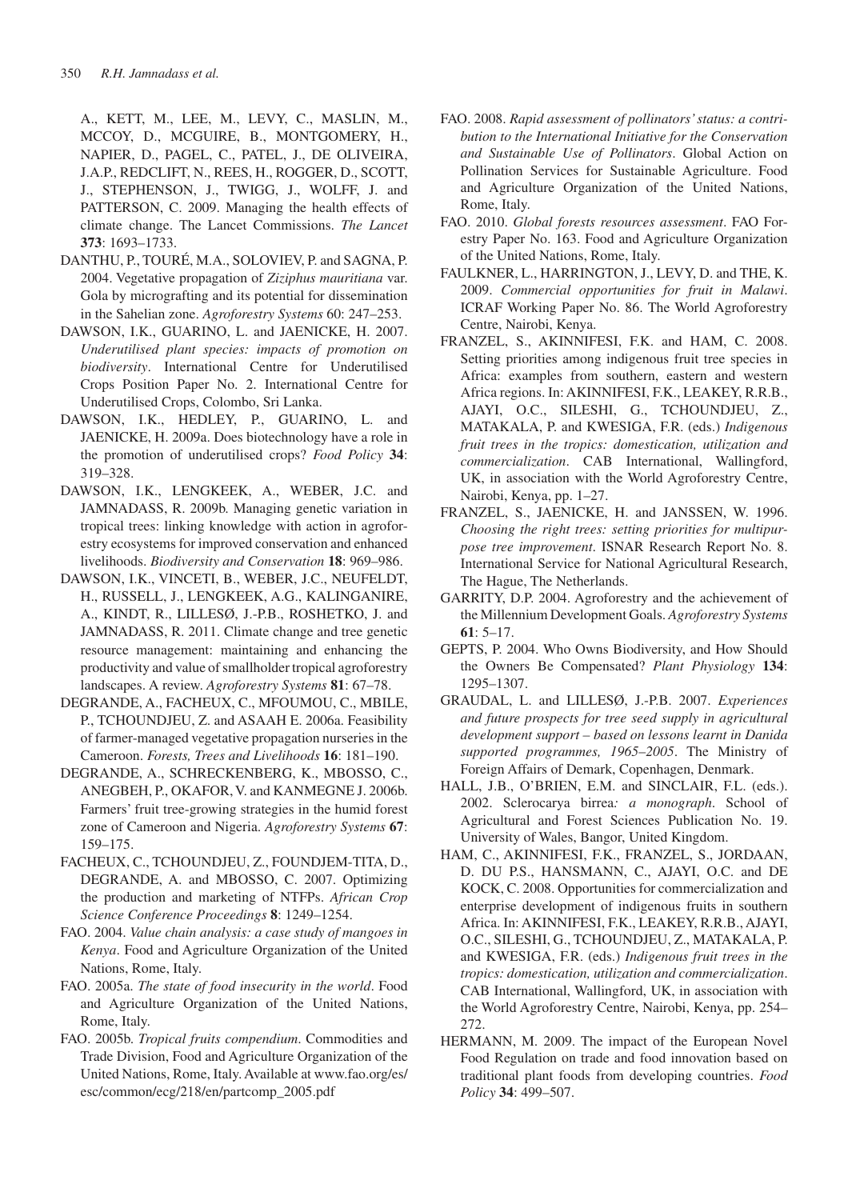A., KETT, M., LEE, M., LEVY, C., MASLIN, M., MCCOY, D., MCGUIRE, B., MONTGOMERY, H., NAPIER, D., PAGEL, C., PATEL, J., DE OLIVEIRA, J.A.P., REDCLIFT, N., REES, H., ROGGER, D., SCOTT, J., STEPHENSON, J., TWIGG, J., WOLFF, J. and PATTERSON, C. 2009. Managing the health effects of climate change. The Lancet Commissions. *The Lancet* **373**: 1693–1733.

DANTHU, P., TOURÉ, M.A., SOLOVIEV, P. and SAGNA, P. 2004. Vegetative propagation of *Ziziphus mauritiana* var. Gola by micrografting and its potential for dissemination in the Sahelian zone. *Agroforestry Systems* 60: 247–253.

DAWSON, I.K., GUARINO, L. and JAENICKE, H. 2007. *Underutilised plant species: impacts of promotion on biodiversity*. International Centre for Underutilised Crops Position Paper No. 2. International Centre for Underutilised Crops, Colombo, Sri Lanka.

DAWSON, I.K., HEDLEY, P., GUARINO, L. and JAENICKE, H. 2009a. Does biotechnology have a role in the promotion of underutilised crops? *Food Policy* **34**: 319–328.

DAWSON, I.K., LENGKEEK, A., WEBER, J.C. and JAMNADASS, R. 2009b. Managing genetic variation in tropical trees: linking knowledge with action in agroforestry ecosystems for improved conservation and enhanced livelihoods. *Biodiversity and Conservation* **18**: 969–986.

DAWSON, I.K., VINCETI, B., WEBER, J.C., NEUFELDT, H., RUSSELL, J., LENGKEEK, A.G., KALINGANIRE, A., KINDT, R., LILLESØ, J.-P.B., ROSHETKO, J. and JAMNADASS, R. 2011. Climate change and tree genetic resource management: maintaining and enhancing the productivity and value of smallholder tropical agroforestry landscapes. A review. *Agroforestry Systems* **81**: 67–78.

DEGRANDE, A., FACHEUX, C., MFOUMOU, C., MBILE, P., TCHOUNDJEU, Z. and ASAAH E. 2006a. Feasibility of farmer-managed vegetative propagation nurseries in the Cameroon. *Forests, Trees and Livelihoods* **16**: 181–190.

DEGRANDE, A., SCHRECKENBERG, K., MBOSSO, C., ANEGBEH, P., OKAFOR, V. and KANMEGNE J. 2006b. Farmers' fruit tree-growing strategies in the humid forest zone of Cameroon and Nigeria. *Agroforestry Systems* **67**: 159–175.

FACHEUX, C., TCHOUNDJEU, Z., FOUNDJEM-TITA, D., DEGRANDE, A. and MBOSSO, C. 2007. Optimizing the production and marketing of NTFPs. *African Crop Science Conference Proceedings* **8**: 1249–1254.

FAO. 2004. *Value chain analysis: a case study of mangoes in Kenya*. Food and Agriculture Organization of the United Nations, Rome, Italy.

FAO. 2005a. *The state of food insecurity in the world*. Food and Agriculture Organization of the United Nations, Rome, Italy.

FAO. 2005b. *Tropical fruits compendium*. Commodities and Trade Division, Food and Agriculture Organization of the United Nations, Rome, Italy. Available at www.fao.org/es/esc/common/ecg/218/en/partcomp_2005.pdf

FAO. 2008. *Rapid assessment of pollinators' status: a contribution to the International Initiative for the Conservation and Sustainable Use of Pollinators*. Global Action on Pollination Services for Sustainable Agriculture. Food and Agriculture Organization of the United Nations, Rome, Italy.

FAO. 2010. *Global forests resources assessment*. FAO Forestry Paper No. 163. Food and Agriculture Organization of the United Nations, Rome, Italy.

FAULKNER, L., HARRINGTON, J., LEVY, D. and THE, K. 2009. *Commercial opportunities for fruit in Malawi*. ICRAF Working Paper No. 86. The World Agroforestry Centre, Nairobi, Kenya.

FRANZEL, S., AKINNIFESI, F.K. and HAM, C. 2008. Setting priorities among indigenous fruit tree species in Africa: examples from southern, eastern and western Africa regions. In: AKINNIFESI, F.K., LEAKEY, R.R.B., AJAYI, O.C., SILESHI, G., TCHOUNDJEU, Z., MATAKALA, P. and KWESIGA, F.R. (eds.) *Indigenous fruit trees in the tropics: domestication, utilization and commercialization*. CAB International, Wallingford, UK, in association with the World Agroforestry Centre, Nairobi, Kenya, pp. 1–27.

FRANZEL, S., JAENICKE, H. and JANSSEN, W. 1996. *Choosing the right trees: setting priorities for multipurpose tree improvement*. ISNAR Research Report No. 8. International Service for National Agricultural Research, The Hague, The Netherlands.

GARRITY, D.P. 2004. Agroforestry and the achievement of the Millennium Development Goals. *Agroforestry Systems* **61**: 5–17.

GEPTS, P. 2004. Who Owns Biodiversity, and How Should the Owners Be Compensated? *Plant Physiology* **134**: 1295–1307.

GRAUDAL, L. and LILLESØ, J.-P.B. 2007. *Experiences and future prospects for tree seed supply in agricultural development support – based on lessons learnt in Danida supported programmes, 1965–2005*. The Ministry of Foreign Affairs of Demark, Copenhagen, Denmark.

HALL, J.B., O'BRIEN, E.M. and SINCLAIR, F.L. (eds.). 2002. *Sclerocarya birrea: a monograph*. School of Agricultural and Forest Sciences Publication No. 19. University of Wales, Bangor, United Kingdom.

HAM, C., AKINNIFESI, F.K., FRANZEL, S., JORDAAN, D. DU P.S., HANSMANN, C., AJAYI, O.C. and DE KOCK, C. 2008. Opportunities for commercialization and enterprise development of indigenous fruits in southern Africa. In: AKINNIFESI, F.K., LEAKEY, R.R.B., AJAYI, O.C., SILESHI, G., TCHOUNDJEU, Z., MATAKALA, P. and KWESIGA, F.R. (eds.) *Indigenous fruit trees in the tropics: domestication, utilization and commercialization*. CAB International, Wallingford, UK, in association with the World Agroforestry Centre, Nairobi, Kenya, pp. 254–272.

HERMANN, M. 2009. The impact of the European Novel Food Regulation on trade and food innovation based on traditional plant foods from developing countries. *Food Policy* **34**: 499–507.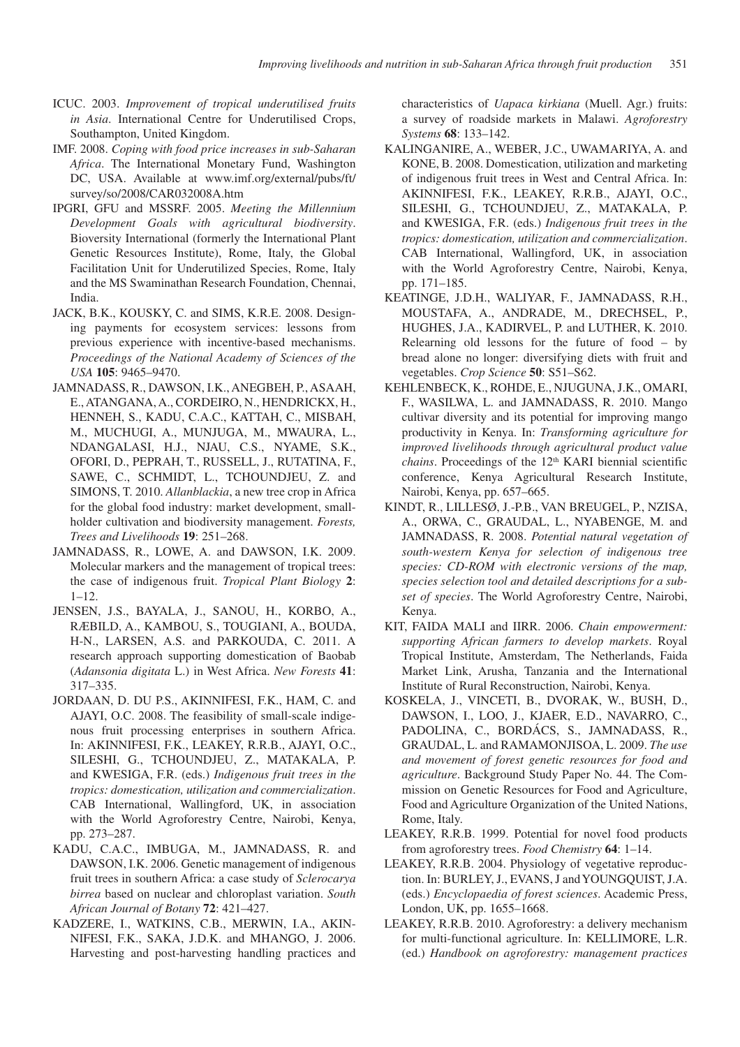ICUC. 2003. *Improvement of tropical underutilised fruits in Asia*. International Centre for Underutilised Crops, Southampton, United Kingdom.

IMF. 2008. *Coping with food price increases in sub-Saharan Africa*. The International Monetary Fund, Washington DC, USA. Available at www.imf.org/external/pubs/ft/survey/so/2008/CAR032008A.htm

IPGRI, GFU and MSSRF. 2005. *Meeting the Millennium Development Goals with agricultural biodiversity*. Bioversity International (formerly the International Plant Genetic Resources Institute), Rome, Italy, the Global Facilitation Unit for Underutilized Species, Rome, Italy and the MS Swaminathan Research Foundation, Chennai, India.

JACK, B.K., KOUSKY, C. and SIMS, K.R.E. 2008. Designing payments for ecosystem services: lessons from previous experience with incentive-based mechanisms. *Proceedings of the National Academy of Sciences of the USA* **105**: 9465–9470.

JAMNADASS, R., DAWSON, I.K., ANEGBEH, P., ASAAH, E., ATANGANA, A., CORDEIRO, N., HENDRICKX, H., HENNEH, S., KADU, C.A.C., KATTAH, C., MISBAH, M., MUCHUGI, A., MUNJUGA, M., MWAURA, L., NDANGALASI, H.J., NJAU, C.S., NYAME, S.K., OFORI, D., PEPRAH, T., RUSSELL, J., RUTATINA, F., SAWE, C., SCHMIDT, L., TCHOUNDJEU, Z. and SIMONS, T. 2010. *Allanblackia*, a new tree crop in Africa for the global food industry: market development, smallholder cultivation and biodiversity management. *Forests, Trees and Livelihoods* **19**: 251–268.

JAMNADASS, R., LOWE, A. and DAWSON, I.K. 2009. Molecular markers and the management of tropical trees: the case of indigenous fruit. *Tropical Plant Biology* **2**: 1–12.

JENSEN, J.S., BAYALA, J., SANOU, H., KORBO, A., RÆBILD, A., KAMBOU, S., TOUGIANI, A., BOUDA, H-N., LARSEN, A.S. and PARKOUDA, C. 2011. A research approach supporting domestication of Baobab (*Adansonia digitata* L.) in West Africa. *New Forests* **41**: 317–335.

JORDAAN, D. DU P.S., AKINNIFESI, F.K., HAM, C. and AJAYI, O.C. 2008. The feasibility of small-scale indigenous fruit processing enterprises in southern Africa. In: AKINNIFESI, F.K., LEAKEY, R.R.B., AJAYI, O.C., SILESHI, G., TCHOUNDJEU, Z., MATAKALA, P. and KWESIGA, F.R. (eds.) *Indigenous fruit trees in the tropics: domestication, utilization and commercialization*. CAB International, Wallingford, UK, in association with the World Agroforestry Centre, Nairobi, Kenya, pp. 273–287.

KADU, C.A.C., IMBUGA, M., JAMNADASS, R. and DAWSON, I.K. 2006. Genetic management of indigenous fruit trees in southern Africa: a case study of *Sclerocarya birrea* based on nuclear and chloroplast variation. *South African Journal of Botany* **72**: 421–427.

KADZERE, I., WATKINS, C.B., MERWIN, I.A., AKINNIFESI, F.K., SAKA, J.D.K. and MHANGO, J. 2006. Harvesting and post-harvesting handling practices and characteristics of *Uapaca kirkiana* (Muell. Agr.) fruits: a survey of roadside markets in Malawi. *Agroforestry Systems* **68**: 133–142.

KALINGANIRE, A., WEBER, J.C., UWAMARIYA, A. and KONE, B. 2008. Domestication, utilization and marketing of indigenous fruit trees in West and Central Africa. In: AKINNIFESI, F.K., LEAKEY, R.R.B., AJAYI, O.C., SILESHI, G., TCHOUNDJEU, Z., MATAKALA, P. and KWESIGA, F.R. (eds.) *Indigenous fruit trees in the tropics: domestication, utilization and commercialization*. CAB International, Wallingford, UK, in association with the World Agroforestry Centre, Nairobi, Kenya, pp. 171–185.

KEATINGE, J.D.H., WALIYAR, F., JAMNADASS, R.H., MOUSTAFA, A., ANDRADE, M., DRECHSEL, P., HUGHES, J.A., KADIRVEL, P. and LUTHER, K. 2010. Relearning old lessons for the future of food – by bread alone no longer: diversifying diets with fruit and vegetables. *Crop Science* **50**: S51–S62.

KEHLENBECK, K., ROHDE, E., NJUGUNA, J.K., OMARI, F., WASILWA, L. and JAMNADASS, R. 2010. Mango cultivar diversity and its potential for improving mango productivity in Kenya. In: *Transforming agriculture for improved livelihoods through agricultural product value chains*. Proceedings of the 12th KARI biennial scientific conference, Kenya Agricultural Research Institute, Nairobi, Kenya, pp. 657–665.

KINDT, R., LILLESØ, J.-P.B., VAN BREUGEL, P., NZISA, A., ORWA, C., GRAUDAL, L., NYABENGE, M. and JAMNADASS, R. 2008. *Potential natural vegetation of south-western Kenya for selection of indigenous tree species: CD-ROM with electronic versions of the map, species selection tool and detailed descriptions for a subset of species*. The World Agroforestry Centre, Nairobi, Kenya.

KIT, FAIDA MALI and IIRR. 2006. *Chain empowerment: supporting African farmers to develop markets*. Royal Tropical Institute, Amsterdam, The Netherlands, Faida Market Link, Arusha, Tanzania and the International Institute of Rural Reconstruction, Nairobi, Kenya.

KOSKELA, J., VINCETI, B., DVORAK, W., BUSH, D., DAWSON, I., LOO, J., KJAER, E.D., NAVARRO, C., PADOLINA, C., BORDÁCS, S., JAMNADASS, R., GRAUDAL, L. and RAMAMONJISOA, L. 2009. *The use and movement of forest genetic resources for food and agriculture*. Background Study Paper No. 44. The Commission on Genetic Resources for Food and Agriculture, Food and Agriculture Organization of the United Nations, Rome, Italy.

LEAKEY, R.R.B. 1999. Potential for novel food products from agroforestry trees. *Food Chemistry* **64**: 1–14.

LEAKEY, R.R.B. 2004. Physiology of vegetative reproduction. In: BURLEY, J., EVANS, J and YOUNGQUIST, J.A. (eds.) *Encyclopaedia of forest sciences*. Academic Press, London, UK, pp. 1655–1668.

LEAKEY, R.R.B. 2010. Agroforestry: a delivery mechanism for multi-functional agriculture. In: KELLIMORE, L.R. (ed.) *Handbook on agroforestry: management practices*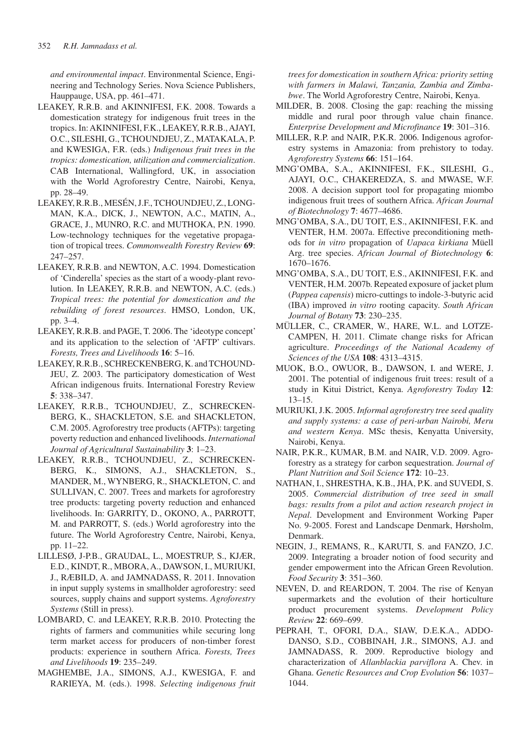*and environmental impact*. Environmental Science, Engineering and Technology Series. Nova Science Publishers, Hauppauge, USA, pp. 461–471.

LEAKEY, R.R.B. and AKINNIFESI, F.K. 2008. Towards a domestication strategy for indigenous fruit trees in the tropics. In: AKINNIFESI, F.K., LEAKEY, R.R.B., AJAYI, O.C., SILESHI, G., TCHOUNDJEU, Z., MATAKALA, P. and KWESIGA, F.R. (eds.) *Indigenous fruit trees in the tropics: domestication, utilization and commercialization*. CAB International, Wallingford, UK, in association with the World Agroforestry Centre, Nairobi, Kenya, pp. 28–49.

LEAKEY, R.R.B., MESÉN, J.F., TCHOUNDJEU, Z., LONGMAN, K.A., DICK, J., NEWTON, A.C., MATIN, A., GRACE, J., MUNRO, R.C. and MUTHOKA, P.N. 1990. Low-technology techniques for the vegetative propagation of tropical trees. *Commonwealth Forestry Review* **69**: 247–257.

LEAKEY, R.R.B. and NEWTON, A.C. 1994. Domestication of 'Cinderella' species as the start of a woody-plant revolution. In LEAKEY, R.R.B. and NEWTON, A.C. (eds.) *Tropical trees: the potential for domestication and the rebuilding of forest resources*. HMSO, London, UK, pp. 3–4.

LEAKEY, R.R.B. and PAGE, T. 2006. The 'ideotype concept' and its application to the selection of 'AFTP' cultivars. *Forests, Trees and Livelihoods* **16**: 5–16.

LEAKEY, R.R.B., SCHRECKENBERG, K. and TCHOUNDJEU, Z. 2003. The participatory domestication of West African indigenous fruits. International Forestry Review **5**: 338–347.

LEAKEY, R.R.B., TCHOUNDJEU, Z., SCHRECKENBERG, K., SHACKLETON, S.E. and SHACKLETON, C.M. 2005. Agroforestry tree products (AFTPs): targeting poverty reduction and enhanced livelihoods. *International Journal of Agricultural Sustainability* **3**: 1–23.

LEAKEY, R.R.B., TCHOUNDJEU, Z., SCHRECKENBERG, K., SIMONS, A.J., SHACKLETON, S., MANDER, M., WYNBERG, R., SHACKLETON, C. and SULLIVAN, C. 2007. Trees and markets for agroforestry tree products: targeting poverty reduction and enhanced livelihoods. In: GARRITY, D., OKONO, A., PARROTT, M. and PARROTT, S. (eds.) World agroforestry into the future. The World Agroforestry Centre, Nairobi, Kenya, pp. 11–22.

LILLESØ, J-P.B., GRAUDAL, L., MOESTRUP, S., KJÆR, E.D., KINDT, R., MBORA, A., DAWSON, I., MURIUKI, J., RÆBILD, A. and JAMNADASS, R. 2011. Innovation in input supply systems in smallholder agroforestry: seed sources, supply chains and support systems. *Agroforestry Systems* (Still in press).

LOMBARD, C. and LEAKEY, R.R.B. 2010. Protecting the rights of farmers and communities while securing long term market access for producers of non-timber forest products: experience in southern Africa. *Forests, Trees and Livelihoods* **19**: 235–249.

MAGHEMBE, J.A., SIMONS, A.J., KWESIGA, F. and RARIEYA, M. (eds.). 1998. *Selecting indigenous fruit trees for domestication in southern Africa: priority setting with farmers in Malawi, Tanzania, Zambia and Zimbabwe*. The World Agroforestry Centre, Nairobi, Kenya.

MILDER, B. 2008. Closing the gap: reaching the missing middle and rural poor through value chain finance. *Enterprise Development and Microfinance* **19**: 301–316.

MILLER, R.P. and NAIR, P.K.R. 2006. Indigenous agroforestry systems in Amazonia: from prehistory to today. *Agroforestry Systems* **66**: 151–164.

MNG'OMBA, S.A., AKINNIFESI, F.K., SILESHI, G., AJAYI, O.C., CHAKEREDZA, S. and MWASE, W.F. 2008. A decision support tool for propagating miombo indigenous fruit trees of southern Africa. *African Journal of Biotechnology* **7**: 4677–4686.

MNG'OMBA, S.A., DU TOIT, E.S., AKINNIFESI, F.K. and VENTER, H.M. 2007a. Effective preconditioning methods for *in vitro* propagation of *Uapaca kirkiana* Müell Arg. tree species. *African Journal of Biotechnology* **6**: 1670–1676.

MNG'OMBA, S.A., DU TOIT, E.S., AKINNIFESI, F.K. and VENTER, H.M. 2007b. Repeated exposure of jacket plum (*Pappea capensis*) micro-cuttings to indole-3-butyric acid (IBA) improved *in vitro* rooting capacity. *South African Journal of Botany* **73**: 230–235.

MÜLLER, C., CRAMER, W., HARE, W.L. and LOTZE-CAMPEN, H. 2011. Climate change risks for African agriculture. *Proceedings of the National Academy of Sciences of the USA* **108**: 4313–4315.

MUOK, B.O., OWUOR, B., DAWSON, I. and WERE, J. 2001. The potential of indigenous fruit trees: result of a study in Kitui District, Kenya. *Agroforestry Today* **12**: 13–15.

MURIUKI, J.K. 2005. *Informal agroforestry tree seed quality and supply systems: a case of peri-urban Nairobi, Meru and western Kenya*. MSc thesis, Kenyatta University, Nairobi, Kenya.

NAIR, P.K.R., KUMAR, B.M. and NAIR, V.D. 2009. Agroforestry as a strategy for carbon sequestration. *Journal of Plant Nutrition and Soil Science* **172**: 10–23.

NATHAN, I., SHRESTHA, K.B., JHA, P.K. and SUVEDI, S. 2005. *Commercial distribution of tree seed in small bags: results from a pilot and action research project in Nepal*. Development and Environment Working Paper No. 9-2005. Forest and Landscape Denmark, Hørsholm, Denmark.

NEGIN, J., REMANS, R., KARUTI, S. and FANZO, J.C. 2009. Integrating a broader notion of food security and gender empowerment into the African Green Revolution. *Food Security* **3**: 351–360.

NEVEN, D. and REARDON, T. 2004. The rise of Kenyan supermarkets and the evolution of their horticulture product procurement systems. *Development Policy Review* **22**: 669–699.

PEPRAH, T., OFORI, D.A., SIAW, D.E.K.A., ADDO-DANSO, S.D., COBBINAH, J.R., SIMONS, A.J. and JAMNADASS, R. 2009. Reproductive biology and characterization of *Allanblackia parviflora* A. Chev. in Ghana. *Genetic Resources and Crop Evolution* **56**: 1037–1044.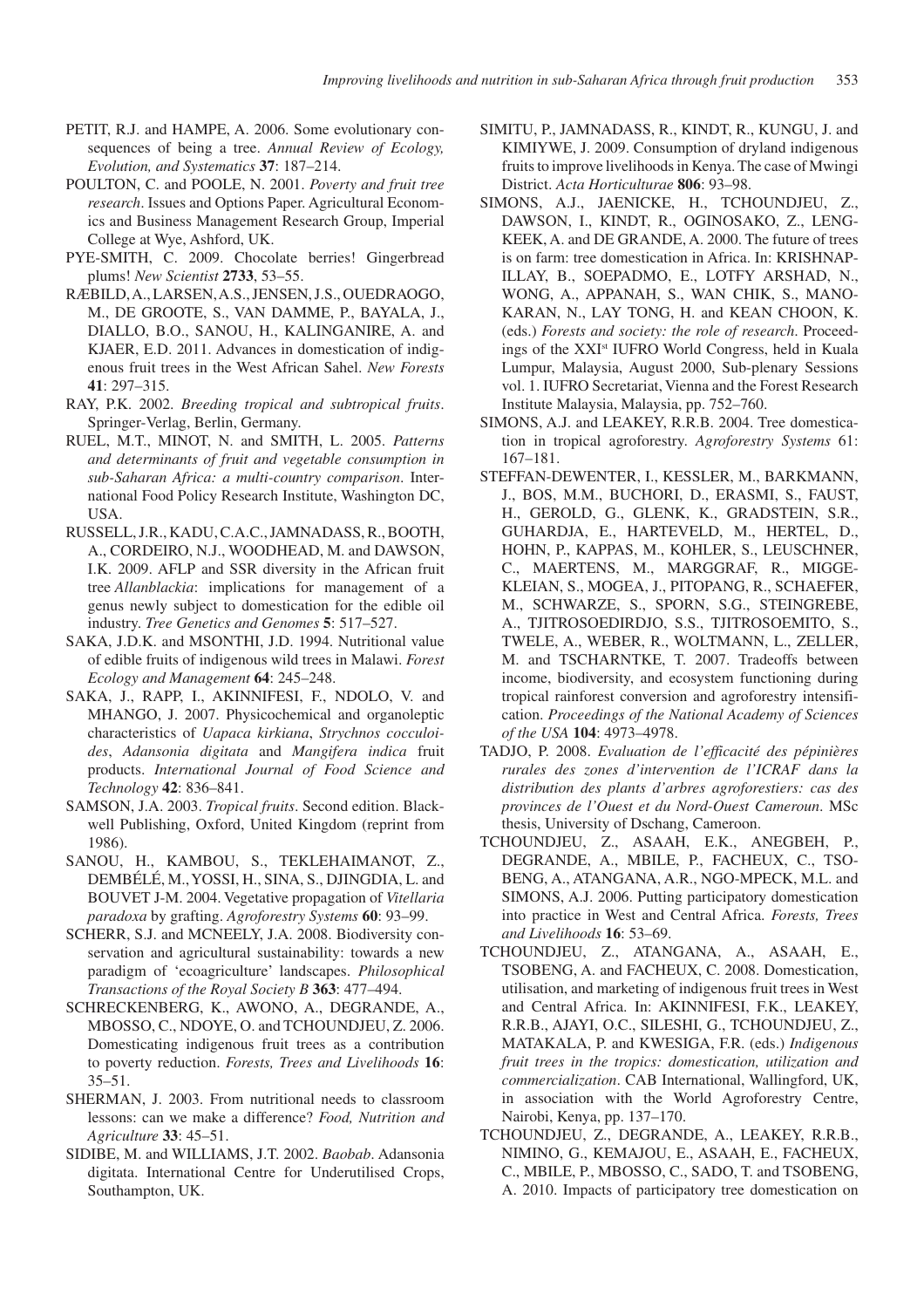PETIT, R.J. and HAMPE, A. 2006. Some evolutionary consequences of being a tree. *Annual Review of Ecology, Evolution, and Systematics* **37**: 187–214.

POULTON, C. and POOLE, N. 2001. *Poverty and fruit tree research*. Issues and Options Paper. Agricultural Economics and Business Management Research Group, Imperial College at Wye, Ashford, UK.

PYE-SMITH, C. 2009. Chocolate berries! Gingerbread plums! *New Scientist* **2733**, 53–55.

RÆBILD, A., LARSEN, A.S., JENSEN, J.S., OUEDRAOGO, M., DE GROOTE, S., VAN DAMME, P., BAYALA, J., DIALLO, B.O., SANOU, H., KALINGANIRE, A. and KJAER, E.D. 2011. Advances in domestication of indigenous fruit trees in the West African Sahel. *New Forests* **41**: 297–315.

RAY, P.K. 2002. *Breeding tropical and subtropical fruits*. Springer-Verlag, Berlin, Germany.

RUEL, M.T., MINOT, N. and SMITH, L. 2005. *Patterns and determinants of fruit and vegetable consumption in sub-Saharan Africa: a multi-country comparison*. International Food Policy Research Institute, Washington DC, USA.

RUSSELL, J.R., KADU, C.A.C., JAMNADASS, R., BOOTH, A., CORDEIRO, N.J., WOODHEAD, M. and DAWSON, I.K. 2009. AFLP and SSR diversity in the African fruit tree *Allanblackia*: implications for management of a genus newly subject to domestication for the edible oil industry. *Tree Genetics and Genomes* **5**: 517–527.

SAKA, J.D.K. and MSONTHI, J.D. 1994. Nutritional value of edible fruits of indigenous wild trees in Malawi. *Forest Ecology and Management* **64**: 245–248.

SAKA, J., RAPP, I., AKINNIFESI, F., NDOLO, V. and MHANGO, J. 2007. Physicochemical and organoleptic characteristics of *Uapaca kirkiana*, *Strychnos cocculoides*, *Adansonia digitata* and *Mangifera indica* fruit products. *International Journal of Food Science and Technology* **42**: 836–841.

SAMSON, J.A. 2003. *Tropical fruits*. Second edition. Blackwell Publishing, Oxford, United Kingdom (reprint from 1986).

SANOU, H., KAMBOU, S., TEKLEHAIMANOT, Z., DEMBÉLÉ, M., YOSSI, H., SINA, S., DJINGDIA, L. and BOUVET J-M. 2004. Vegetative propagation of *Vitellaria paradoxa* by grafting. *Agroforestry Systems* **60**: 93–99.

SCHERR, S.J. and MCNEELY, J.A. 2008. Biodiversity conservation and agricultural sustainability: towards a new paradigm of 'ecoagriculture' landscapes. *Philosophical Transactions of the Royal Society B* **363**: 477–494.

SCHRECKENBERG, K., AWONO, A., DEGRANDE, A., MBOSSO, C., NDOYE, O. and TCHOUNDJEU, Z. 2006. Domesticating indigenous fruit trees as a contribution to poverty reduction. *Forests, Trees and Livelihoods* **16**: 35–51.

SHERMAN, J. 2003. From nutritional needs to classroom lessons: can we make a difference? *Food, Nutrition and Agriculture* **33**: 45–51.

SIDIBE, M. and WILLIAMS, J.T. 2002. *Baobab*. Adansonia digitata. International Centre for Underutilised Crops, Southampton, UK.

SIMITU, P., JAMNADASS, R., KINDT, R., KUNGU, J. and KIMIYWE, J. 2009. Consumption of dryland indigenous fruits to improve livelihoods in Kenya. The case of Mwingi District. *Acta Horticulturae* **806**: 93–98.

SIMONS, A.J., JAENICKE, H., TCHOUNDJEU, Z., DAWSON, I., KINDT, R., OGINOSAKO, Z., LENGKEEK, A. and DE GRANDE, A. 2000. The future of trees is on farm: tree domestication in Africa. In: KRISHNAPILLAY, B., SOEPADMO, E., LOTFY ARSHAD, N., WONG, A., APPANAH, S., WAN CHIK, S., MANOKARAN, N., LAY TONG, H. and KEAN CHOON, K. (eds.) *Forests and society: the role of research*. Proceedings of the XXI[st] IUFRO World Congress, held in Kuala Lumpur, Malaysia, August 2000, Sub-plenary Sessions vol. 1. IUFRO Secretariat, Vienna and the Forest Research Institute Malaysia, Malaysia, pp. 752–760.

SIMONS, A.J. and LEAKEY, R.R.B. 2004. Tree domestication in tropical agroforestry. *Agroforestry Systems* 61: 167–181.

STEFFAN-DEWENTER, I., KESSLER, M., BARKMANN, J., BOS, M.M., BUCHORI, D., ERASMI, S., FAUST, H., GEROLD, G., GLENK, K., GRADSTEIN, S.R., GUHARDJA, E., HARTEVELD, M., HERTEL, D., HOHN, P., KAPPAS, M., KOHLER, S., LEUSCHNER, C., MAERTENS, M., MARGGRAF, R., MIGGE-KLEIAN, S., MOGEA, J., PITOPANG, R., SCHAEFER, M., SCHWARZE, S., SPORN, S.G., STEINGREBE, A., TJITROSOEDIRDJO, S.S., TJITROSOEMITO, S., TWELE, A., WEBER, R., WOLTMANN, L., ZELLER, M. and TSCHARNTKE, T. 2007. Tradeoffs between income, biodiversity, and ecosystem functioning during tropical rainforest conversion and agroforestry intensification. *Proceedings of the National Academy of Sciences of the USA* **104**: 4973–4978.

TADJO, P. 2008. *Evaluation de l'efficacité des pépinières rurales des zones d'intervention de l'ICRAF dans la distribution des plants d'arbres agroforestiers: cas des provinces de l'Ouest et du Nord-Ouest Cameroun*. MSc thesis, University of Dschang, Cameroon.

TCHOUNDJEU, Z., ASAAH, E.K., ANEGBEH, P., DEGRANDE, A., MBILE, P., FACHEUX, C., TSOBENG, A., ATANGANA, A.R., NGO-MPECK, M.L. and SIMONS, A.J. 2006. Putting participatory domestication into practice in West and Central Africa. *Forests, Trees and Livelihoods* **16**: 53–69.

TCHOUNDJEU, Z., ATANGANA, A., ASAAH, E., TSOBENG, A. and FACHEUX, C. 2008. Domestication, utilisation, and marketing of indigenous fruit trees in West and Central Africa. In: AKINNIFESI, F.K., LEAKEY, R.R.B., AJAYI, O.C., SILESHI, G., TCHOUNDJEU, Z., MATAKALA, P. and KWESIGA, F.R. (eds.) *Indigenous fruit trees in the tropics: domestication, utilization and commercialization*. CAB International, Wallingford, UK, in association with the World Agroforestry Centre, Nairobi, Kenya, pp. 137–170.

TCHOUNDJEU, Z., DEGRANDE, A., LEAKEY, R.R.B., NIMINO, G., KEMAJOU, E., ASAAH, E., FACHEUX, C., MBILE, P., MBOSSO, C., SADO, T. and TSOBENG, A. 2010. Impacts of participatory tree domestication on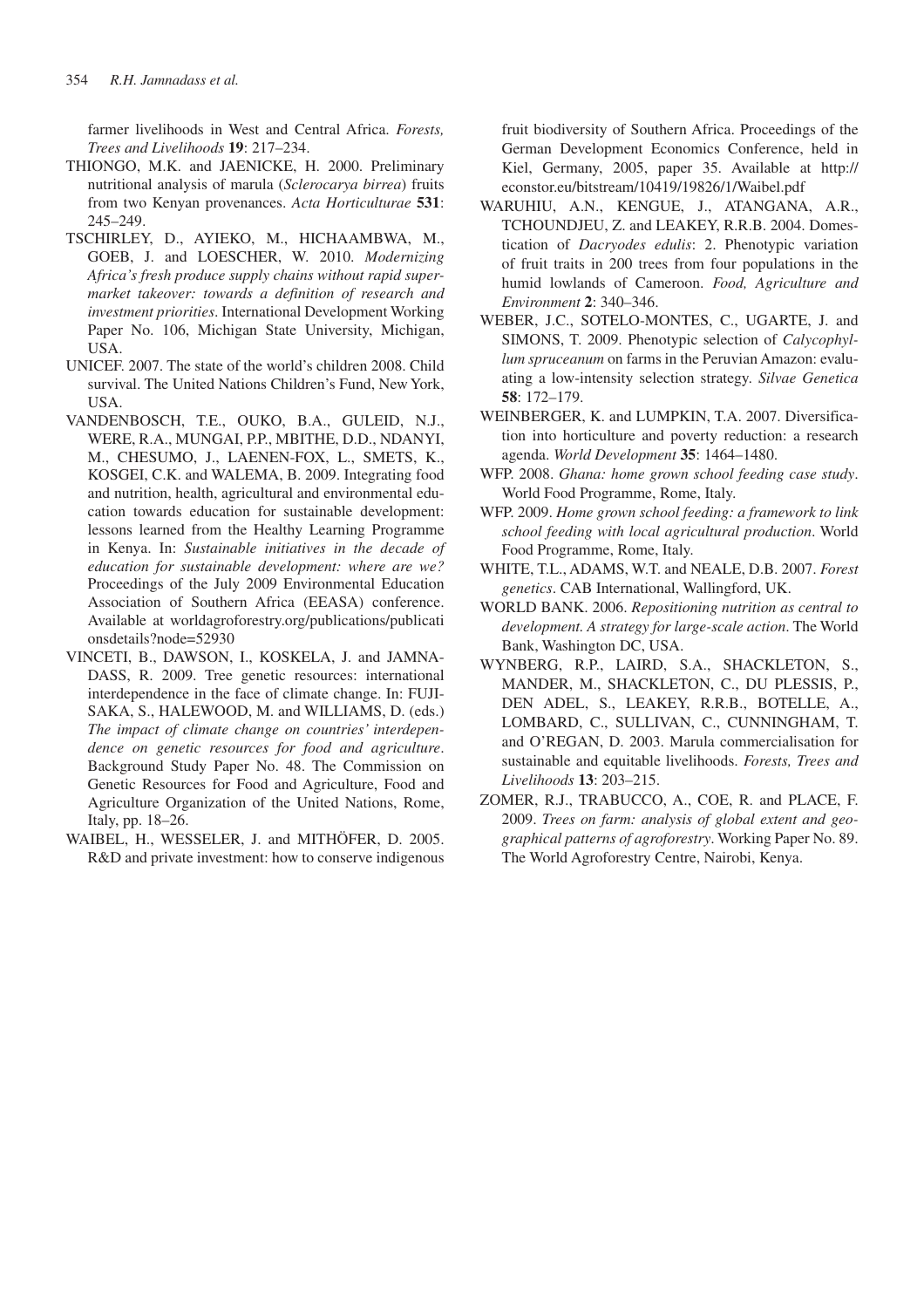farmer livelihoods in West and Central Africa. *Forests, Trees and Livelihoods* **19**: 217–234.

THIONGO, M.K. and JAENICKE, H. 2000. Preliminary nutritional analysis of marula (*Sclerocarya birrea*) fruits from two Kenyan provenances. *Acta Horticulturae* **531**: 245–249.

TSCHIRLEY, D., AYIEKO, M., HICHAAMBWA, M., GOEB, J. and LOESCHER, W. 2010. *Modernizing Africa's fresh produce supply chains without rapid supermarket takeover: towards a definition of research and investment priorities*. International Development Working Paper No. 106, Michigan State University, Michigan, USA.

UNICEF. 2007. The state of the world's children 2008. Child survival. The United Nations Children's Fund, New York, USA.

VANDENBOSCH, T.E., OUKO, B.A., GULEID, N.J., WERE, R.A., MUNGAI, P.P., MBITHE, D.D., NDANYI, M., CHESUMO, J., LAENEN-FOX, L., SMETS, K., KOSGEI, C.K. and WALEMA, B. 2009. Integrating food and nutrition, health, agricultural and environmental education towards education for sustainable development: lessons learned from the Healthy Learning Programme in Kenya. In: *Sustainable initiatives in the decade of education for sustainable development: where are we?* Proceedings of the July 2009 Environmental Education Association of Southern Africa (EEASA) conference. Available at worldagroforestry.org/publications/publicationsdetails?node=52930

VINCETI, B., DAWSON, I., KOSKELA, J. and JAMNADASS, R. 2009. Tree genetic resources: international interdependence in the face of climate change. In: FUJISAKA, S., HALEWOOD, M. and WILLIAMS, D. (eds.) *The impact of climate change on countries' interdependence on genetic resources for food and agriculture*. Background Study Paper No. 48. The Commission on Genetic Resources for Food and Agriculture, Food and Agriculture Organization of the United Nations, Rome, Italy, pp. 18–26.

WAIBEL, H., WESSELER, J. and MITHÖFER, D. 2005. R&D and private investment: how to conserve indigenous fruit biodiversity of Southern Africa. Proceedings of the German Development Economics Conference, held in Kiel, Germany, 2005, paper 35. Available at http://econstor.eu/bitstream/10419/19826/1/Waibel.pdf

WARUHIU, A.N., KENGUE, J., ATANGANA, A.R., TCHOUNDJEU, Z. and LEAKEY, R.R.B. 2004. Domestication of *Dacryodes edulis*: 2. Phenotypic variation of fruit traits in 200 trees from four populations in the humid lowlands of Cameroon. *Food, Agriculture and Environment* **2**: 340–346.

WEBER, J.C., SOTELO-MONTES, C., UGARTE, J. and SIMONS, T. 2009. Phenotypic selection of *Calycophyllum spruceanum* on farms in the Peruvian Amazon: evaluating a low-intensity selection strategy. *Silvae Genetica* **58**: 172–179.

WEINBERGER, K. and LUMPKIN, T.A. 2007. Diversification into horticulture and poverty reduction: a research agenda. *World Development* **35**: 1464–1480.

WFP. 2008. *Ghana: home grown school feeding case study*. World Food Programme, Rome, Italy.

WFP. 2009. *Home grown school feeding: a framework to link school feeding with local agricultural production*. World Food Programme, Rome, Italy.

WHITE, T.L., ADAMS, W.T. and NEALE, D.B. 2007. *Forest genetics*. CAB International, Wallingford, UK.

WORLD BANK. 2006. *Repositioning nutrition as central to development. A strategy for large-scale action*. The World Bank, Washington DC, USA.

WYNBERG, R.P., LAIRD, S.A., SHACKLETON, S., MANDER, M., SHACKLETON, C., DU PLESSIS, P., DEN ADEL, S., LEAKEY, R.R.B., BOTELLE, A., LOMBARD, C., SULLIVAN, C., CUNNINGHAM, T. and O'REGAN, D. 2003. Marula commercialisation for sustainable and equitable livelihoods. *Forests, Trees and Livelihoods* **13**: 203–215.

ZOMER, R.J., TRABUCCO, A., COE, R. and PLACE, F. 2009. *Trees on farm: analysis of global extent and geographical patterns of agroforestry*. Working Paper No. 89. The World Agroforestry Centre, Nairobi, Kenya.